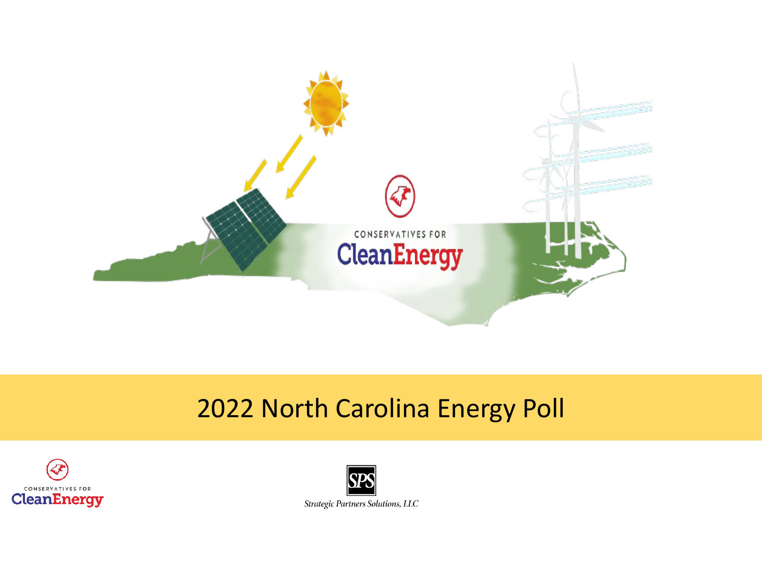CONSERVATIVES FOR **CleanEnergy**

# 2022 North Carolina Energy Poll

CONSERVATIVES FOR **CleanEnergy**

SPS

*Strategic Partners Solutions, LLC*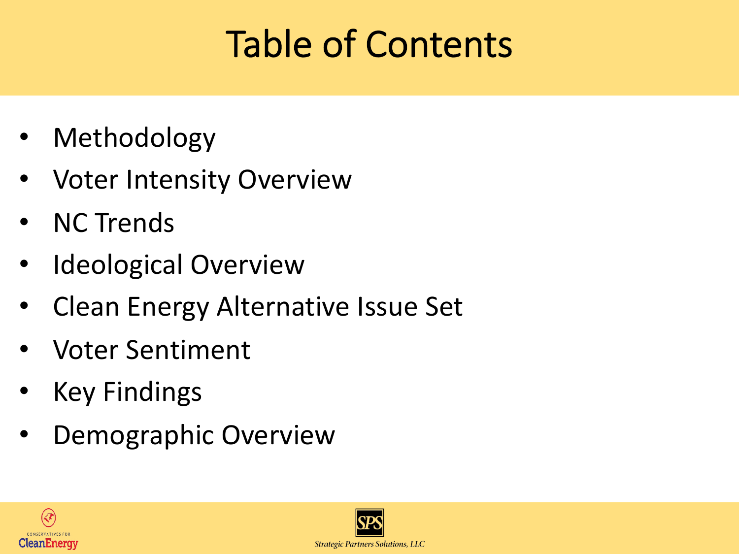# Table of Contents

- Methodology
- Voter Intensity Overview
- NC Trends
- Ideological Overview
- Clean Energy Alternative Issue Set
- Voter Sentiment
- Key Findings
- Demographic Overview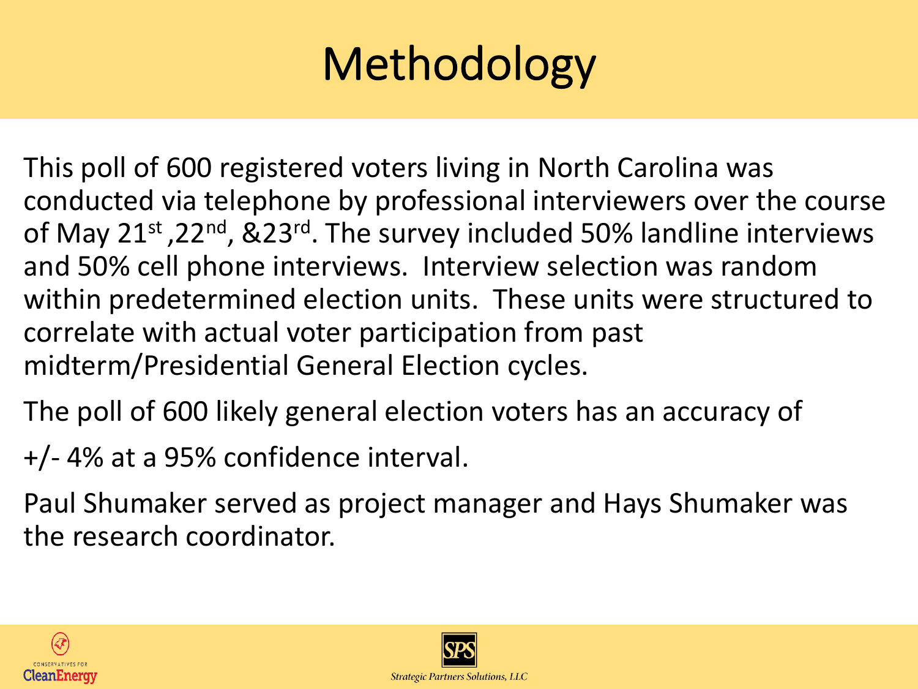# Methodology

This poll of 600 registered voters living in North Carolina was conducted via telephone by professional interviewers over the course of May 21st ,22nd, &23rd. The survey included 50% landline interviews and 50% cell phone interviews. Interview selection was random within predetermined election units. These units were structured to correlate with actual voter participation from past midterm/Presidential General Election cycles.

The poll of 600 likely general election voters has an accuracy of

+/- 4% at a 95% confidence interval.

Paul Shumaker served as project manager and Hays Shumaker was the research coordinator.

CONSERVATIVES FOR CleanEnergy

SPS Strategic Partners Solutions, LLC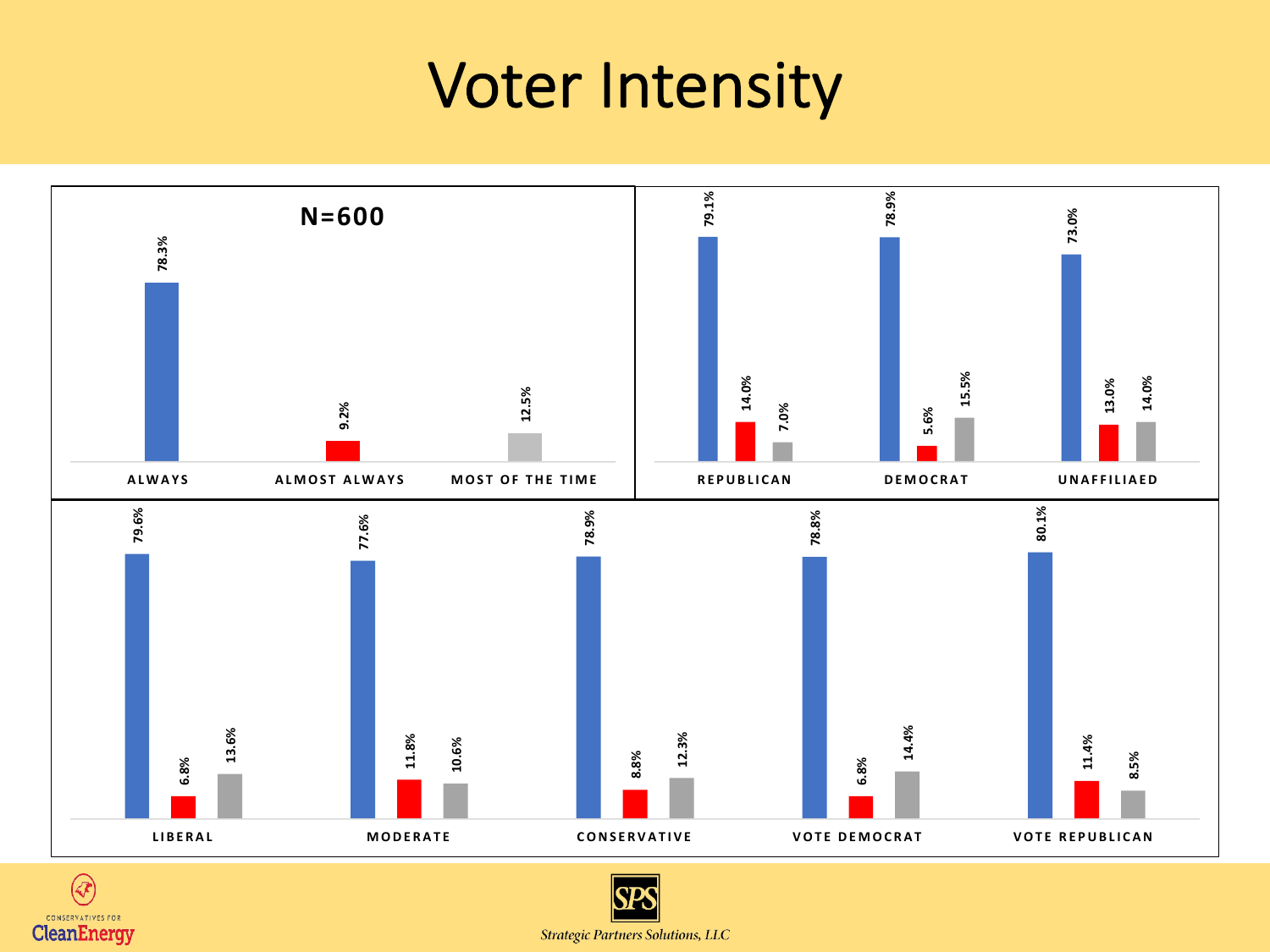# Voter Intensity

N=600

| | Always | Almost Always | Most of the Time |
|---|---|---|---|
| Total (N=600) | 78.3% | 9.2% | 12.5% |
| Republican | 79.1% | 14.0% | 7.0% |
| Democrat | 78.9% | 5.6% | 15.5% |
| Unaffiliaed | 73.0% | 13.0% | 14.0% |
| Liberal | 79.6% | 6.8% | 13.6% |
| Moderate | 77.6% | 11.8% | 10.6% |
| Conservative | 78.9% | 8.8% | 12.3% |
| Vote Democrat | 78.8% | 6.8% | 14.4% |
| Vote Republican | 80.1% | 11.4% | 8.5% |

Conservatives for CleanEnergy

SPS Strategic Partners Solutions, LLC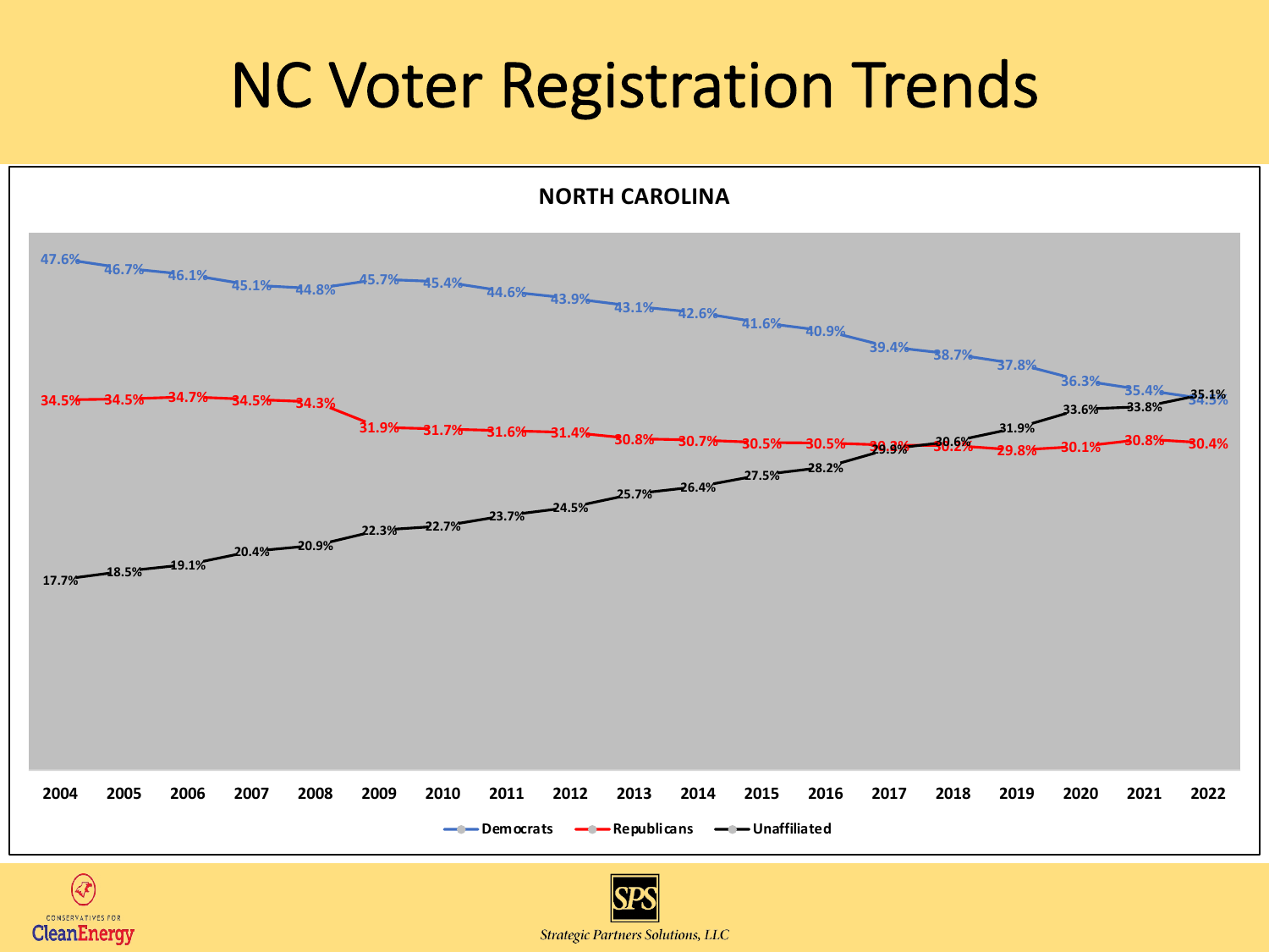# NC Voter Registration Trends

**NORTH CAROLINA**

| Year | Democrats | Republicans | Unaffiliated |
|---|---|---|---|
| 2004 | 47.6% | 34.5% | 17.7% |
| 2005 | 46.7% | 34.5% | 18.5% |
| 2006 | 46.1% | 34.7% | 19.1% |
| 2007 | 45.1% | 34.5% | 20.4% |
| 2008 | 44.8% | 34.3% | 20.9% |
| 2009 | 45.7% | 31.9% | 22.3% |
| 2010 | 45.4% | 31.7% | 22.7% |
| 2011 | 44.6% | 31.6% | 23.7% |
| 2012 | 43.9% | 31.4% | 24.5% |
| 2013 | 43.1% | 30.8% | 25.7% |
| 2014 | 42.6% | 30.7% | 26.4% |
| 2015 | 41.6% | 30.5% | 27.5% |
| 2016 | 40.9% | 30.5% | 28.2% |
| 2017 | 39.4% | 30.3% | 29.9% |
| 2018 | 38.7% | 30.2% | 30.6% |
| 2019 | 37.8% | 29.8% | 31.9% |
| 2020 | 36.3% | 30.1% | 33.6% |
| 2021 | 35.4% | 30.8% | 33.8% |
| 2022 | 34.5% | 30.4% | 35.1% |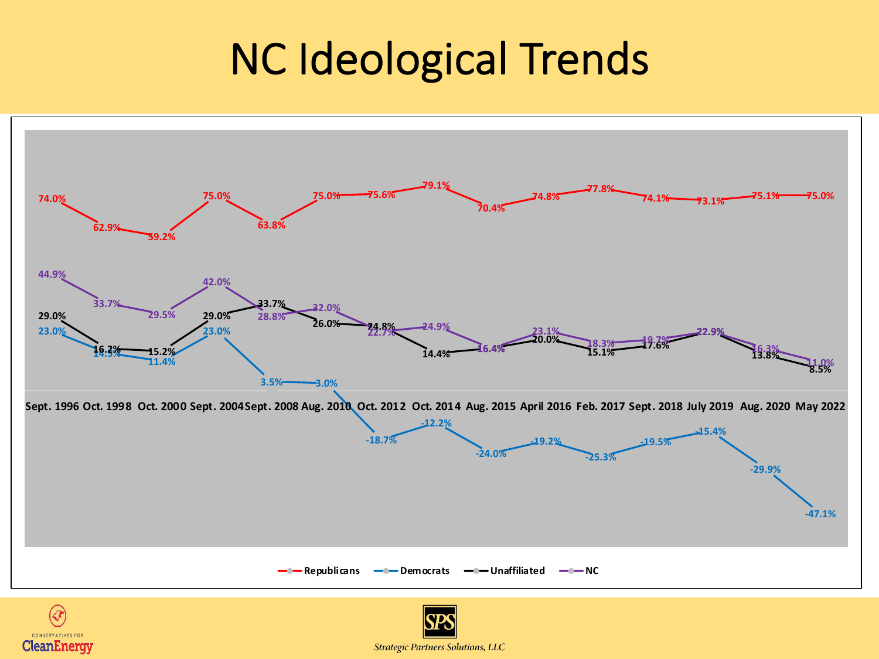# NC Ideological Trends

| | Sept. 1996 | Oct. 1998 | Oct. 2000 | Sept. 2004 | Sept. 2008 | Aug. 2010 | Oct. 2012 | Oct. 2014 | Aug. 2015 | April 2016 | Feb. 2017 | Sept. 2018 | July 2019 | Aug. 2020 | May 2022 |
|---|---|---|---|---|---|---|---|---|---|---|---|---|---|---|---|
| Republicans | 74.0% | 62.9% | 59.2% | 75.0% | 63.8% | 75.0% | 75.6% | 79.1% | 70.4% | 74.8% | 77.8% | 74.1% | 73.1% | 75.1% | 75.0% |
| Democrats | 23.0% | 14.5% | 11.4% | 23.0% | 3.5% | 3.0% | -18.7% | -12.2% | -24.0% | -19.2% | -25.3% | -19.5% | -15.4% | -29.9% | -47.1% |
| Unaffiliated | 29.0% | 16.2% | 15.2% | 29.0% | 33.7% | 26.0% | 24.8% | 14.4% | 16.4% | 20.0% | 15.1% | 17.6% | 22.9% | 13.8% | 8.5% |
| NC | 44.9% | 33.7% | 29.5% | 42.0% | 28.8% | 32.0% | 22.7% | 24.9% | 16.4% | 23.1% | 18.3% | 19.7% | 22.9% | 16.3% | 11.0% |

Conservatives for Clean Energy

Strategic Partners Solutions, LLC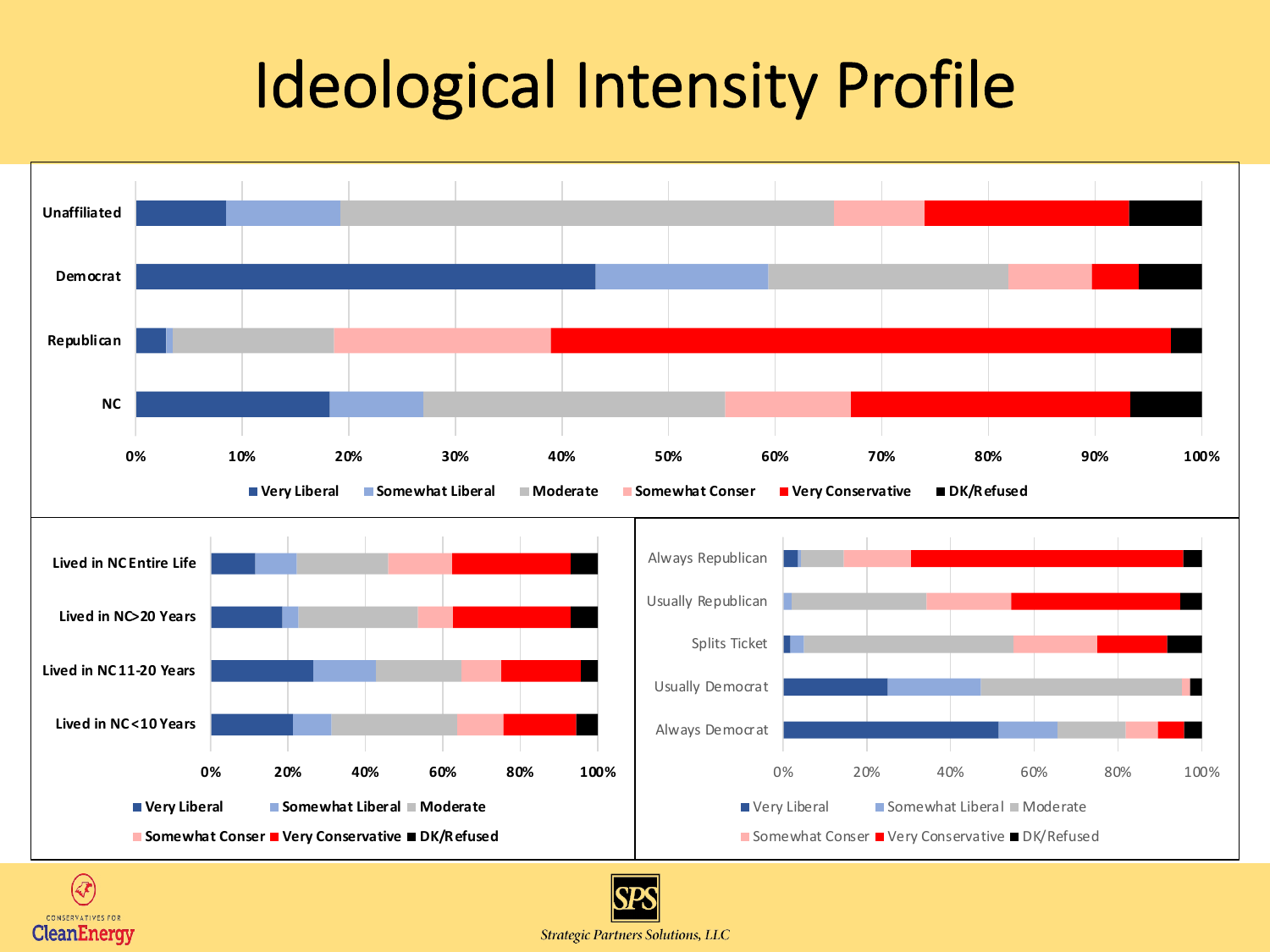# Ideological Intensity Profile

Unaffiliated
Democrat
Republican
NC

0% 10% 20% 30% 40% 50% 60% 70% 80% 90% 100%

Very Liberal | Somewhat Liberal | Moderate | Somewhat Conser | Very Conservative | DK/Refused

Lived in NC Entire Life
Lived in NC>20 Years
Lived in NC 11-20 Years
Lived in NC<10 Years

0% 20% 40% 60% 80% 100%

Very Liberal | Somewhat Liberal | Moderate | Somewhat Conser | Very Conservative | DK/Refused

Always Republican
Usually Republican
Splits Ticket
Usually Democrat
Always Democrat

0% 20% 40% 60% 80% 100%

Very Liberal | Somewhat Liberal | Moderate | Somewhat Conser | Very Conservative | DK/Refused

CONSERVATIVES FOR CleanEnergy

SPS Strategic Partners Solutions, LLC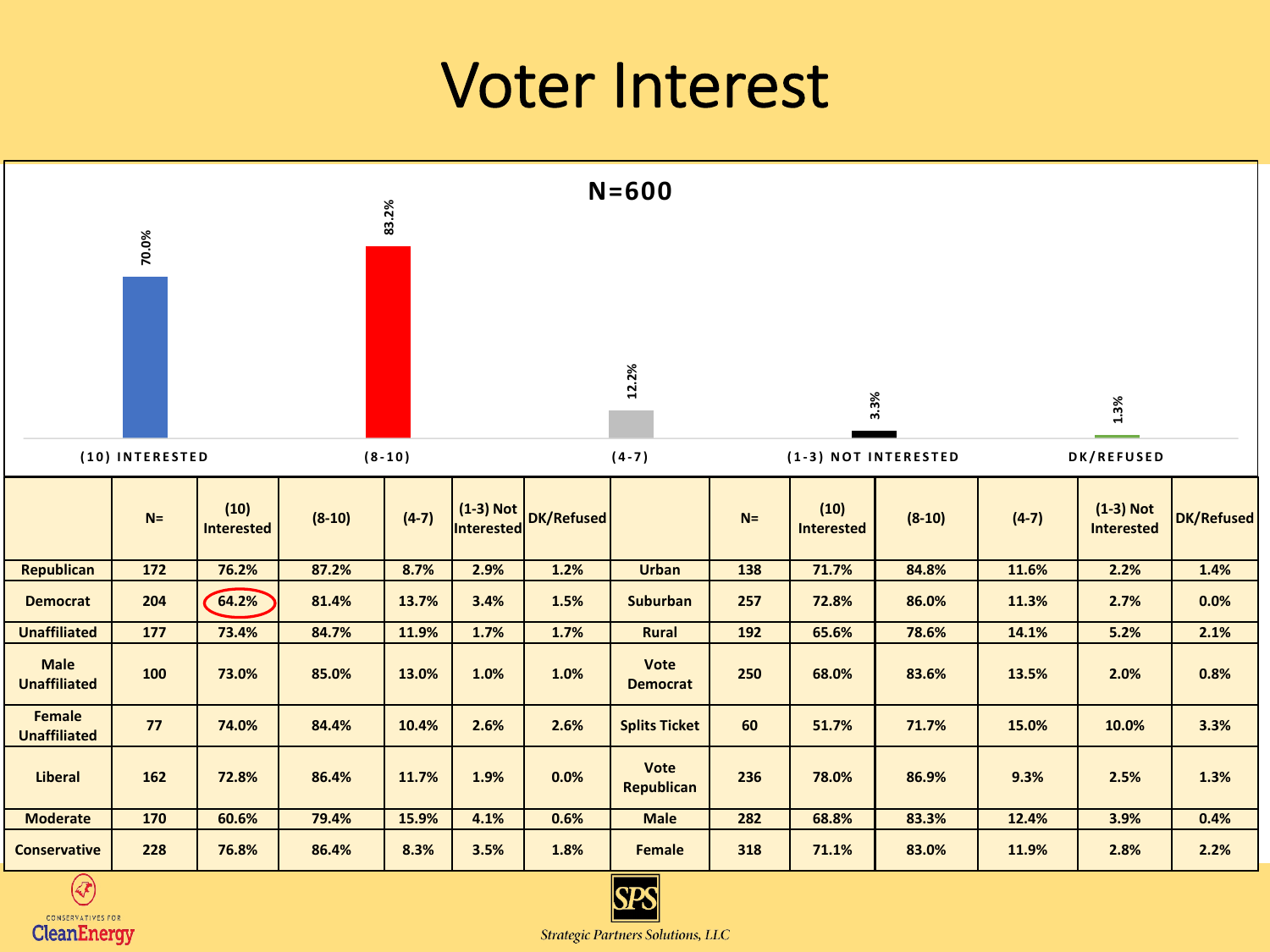# Voter Interest

**N=600**

| | (10) INTERESTED | (8-10) | (4-7) | (1-3) NOT INTERESTED | DK/REFUSED |
|---|---|---|---|---|---|
| | 70.0% | 83.2% | 12.2% | 3.3% | 1.3% |

| | N= | (10) Interested | (8-10) | (4-7) | (1-3) Not Interested | DK/Refused | | N= | (10) Interested | (8-10) | (4-7) | (1-3) Not Interested | DK/Refused |
|---|---|---|---|---|---|---|---|---|---|---|---|---|---|
| Republican | 172 | 76.2% | 87.2% | 8.7% | 2.9% | 1.2% | Urban | 138 | 71.7% | 84.8% | 11.6% | 2.2% | 1.4% |
| Democrat | 204 | 64.2% | 81.4% | 13.7% | 3.4% | 1.5% | Suburban | 257 | 72.8% | 86.0% | 11.3% | 2.7% | 0.0% |
| Unaffiliated | 177 | 73.4% | 84.7% | 11.9% | 1.7% | 1.7% | Rural | 192 | 65.6% | 78.6% | 14.1% | 5.2% | 2.1% |
| Male Unaffiliated | 100 | 73.0% | 85.0% | 13.0% | 1.0% | 1.0% | Vote Democrat | 250 | 68.0% | 83.6% | 13.5% | 2.0% | 0.8% |
| Female Unaffiliated | 77 | 74.0% | 84.4% | 10.4% | 2.6% | 2.6% | Splits Ticket | 60 | 51.7% | 71.7% | 15.0% | 10.0% | 3.3% |
| Liberal | 162 | 72.8% | 86.4% | 11.7% | 1.9% | 0.0% | Vote Republican | 236 | 78.0% | 86.9% | 9.3% | 2.5% | 1.3% |
| Moderate | 170 | 60.6% | 79.4% | 15.9% | 4.1% | 0.6% | Male | 282 | 68.8% | 83.3% | 12.4% | 3.9% | 0.4% |
| Conservative | 228 | 76.8% | 86.4% | 8.3% | 3.5% | 1.8% | Female | 318 | 71.1% | 83.0% | 11.9% | 2.8% | 2.2% |

CONSERVATIVES FOR CleanEnergy

SPS Strategic Partners Solutions, LLC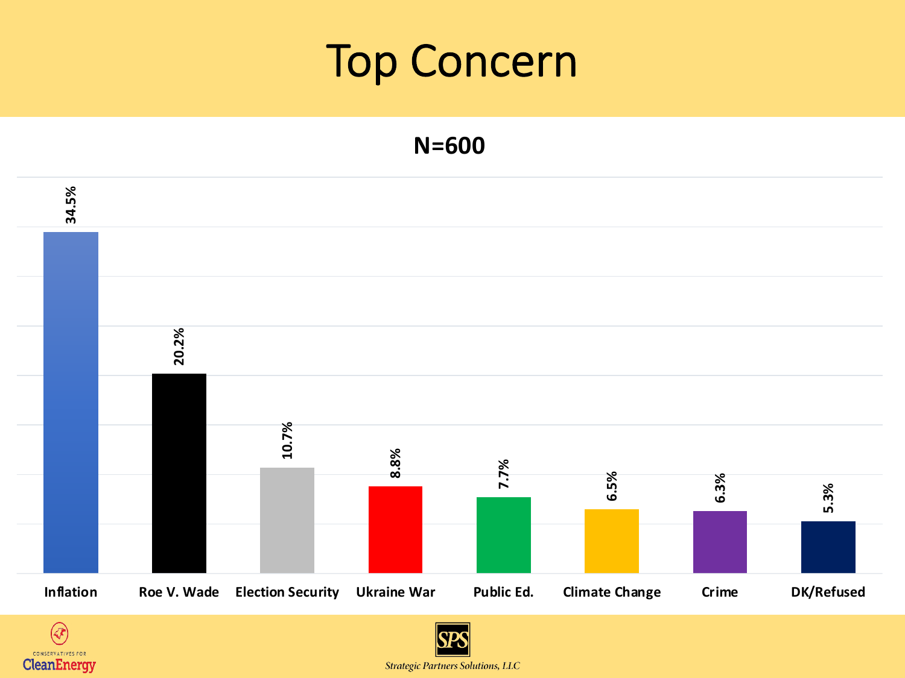# Top Concern

**N=600**

| Concern | Percentage |
| --- | --- |
| Inflation | 34.5% |
| Roe V. Wade | 20.2% |
| Election Security | 10.7% |
| Ukraine War | 8.8% |
| Public Ed. | 7.7% |
| Climate Change | 6.5% |
| Crime | 6.3% |
| DK/Refused | 5.3% |

CONSERVATIVES FOR CleanEnergy

SPS Strategic Partners Solutions, LLC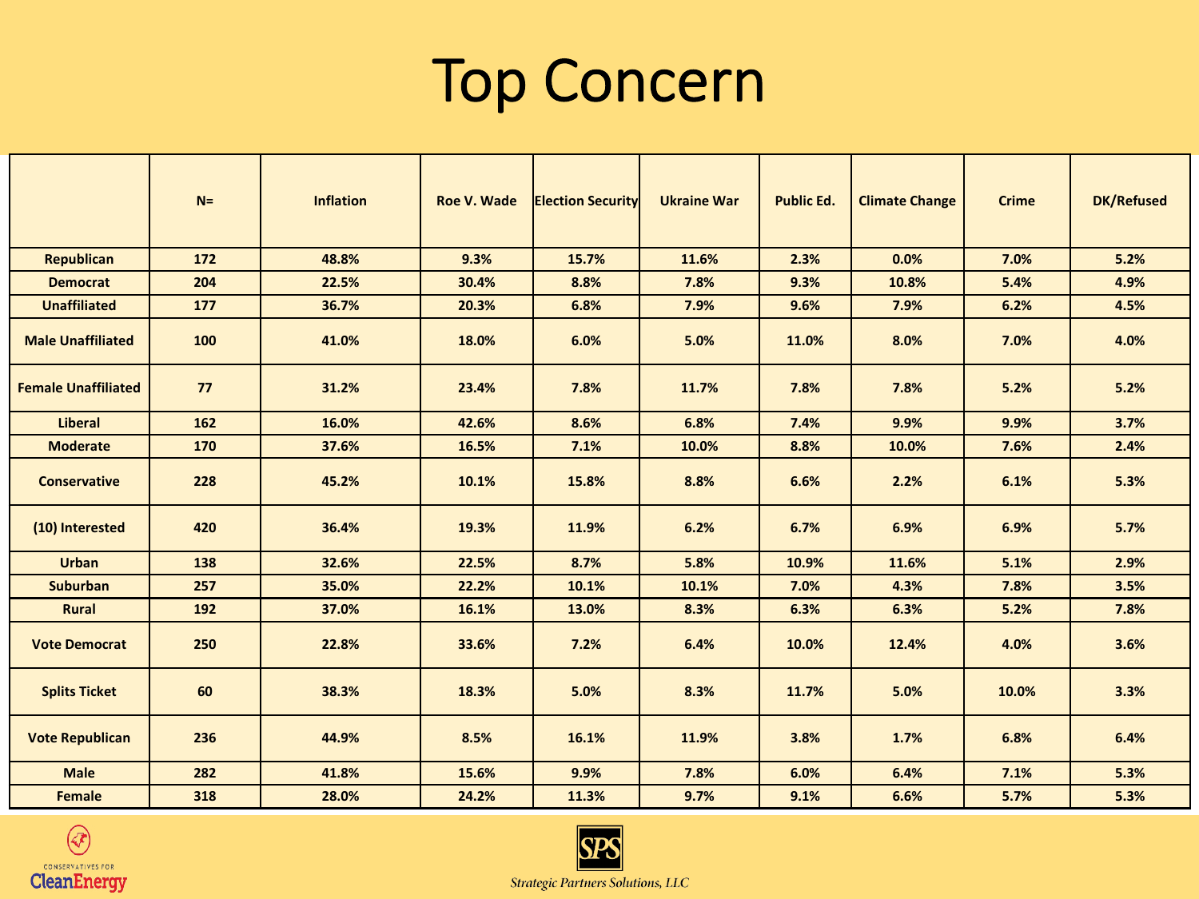# Top Concern

| | N= | Inflation | Roe V. Wade | Election Security | Ukraine War | Public Ed. | Climate Change | Crime | DK/Refused |
|---|---|---|---|---|---|---|---|---|---|
| Republican | 172 | 48.8% | 9.3% | 15.7% | 11.6% | 2.3% | 0.0% | 7.0% | 5.2% |
| Democrat | 204 | 22.5% | 30.4% | 8.8% | 7.8% | 9.3% | 10.8% | 5.4% | 4.9% |
| Unaffiliated | 177 | 36.7% | 20.3% | 6.8% | 7.9% | 9.6% | 7.9% | 6.2% | 4.5% |
| Male Unaffiliated | 100 | 41.0% | 18.0% | 6.0% | 5.0% | 11.0% | 8.0% | 7.0% | 4.0% |
| Female Unaffiliated | 77 | 31.2% | 23.4% | 7.8% | 11.7% | 7.8% | 7.8% | 5.2% | 5.2% |
| Liberal | 162 | 16.0% | 42.6% | 8.6% | 6.8% | 7.4% | 9.9% | 9.9% | 3.7% |
| Moderate | 170 | 37.6% | 16.5% | 7.1% | 10.0% | 8.8% | 10.0% | 7.6% | 2.4% |
| Conservative | 228 | 45.2% | 10.1% | 15.8% | 8.8% | 6.6% | 2.2% | 6.1% | 5.3% |
| (10) Interested | 420 | 36.4% | 19.3% | 11.9% | 6.2% | 6.7% | 6.9% | 6.9% | 5.7% |
| Urban | 138 | 32.6% | 22.5% | 8.7% | 5.8% | 10.9% | 11.6% | 5.1% | 2.9% |
| Suburban | 257 | 35.0% | 22.2% | 10.1% | 10.1% | 7.0% | 4.3% | 7.8% | 3.5% |
| Rural | 192 | 37.0% | 16.1% | 13.0% | 8.3% | 6.3% | 6.3% | 5.2% | 7.8% |
| Vote Democrat | 250 | 22.8% | 33.6% | 7.2% | 6.4% | 10.0% | 12.4% | 4.0% | 3.6% |
| Splits Ticket | 60 | 38.3% | 18.3% | 5.0% | 8.3% | 11.7% | 5.0% | 10.0% | 3.3% |
| Vote Republican | 236 | 44.9% | 8.5% | 16.1% | 11.9% | 3.8% | 1.7% | 6.8% | 6.4% |
| Male | 282 | 41.8% | 15.6% | 9.9% | 7.8% | 6.0% | 6.4% | 7.1% | 5.3% |
| Female | 318 | 28.0% | 24.2% | 11.3% | 9.7% | 9.1% | 6.6% | 5.7% | 5.3% |

CONSERVATIVES FOR CleanEnergy

SPS Strategic Partners Solutions, LLC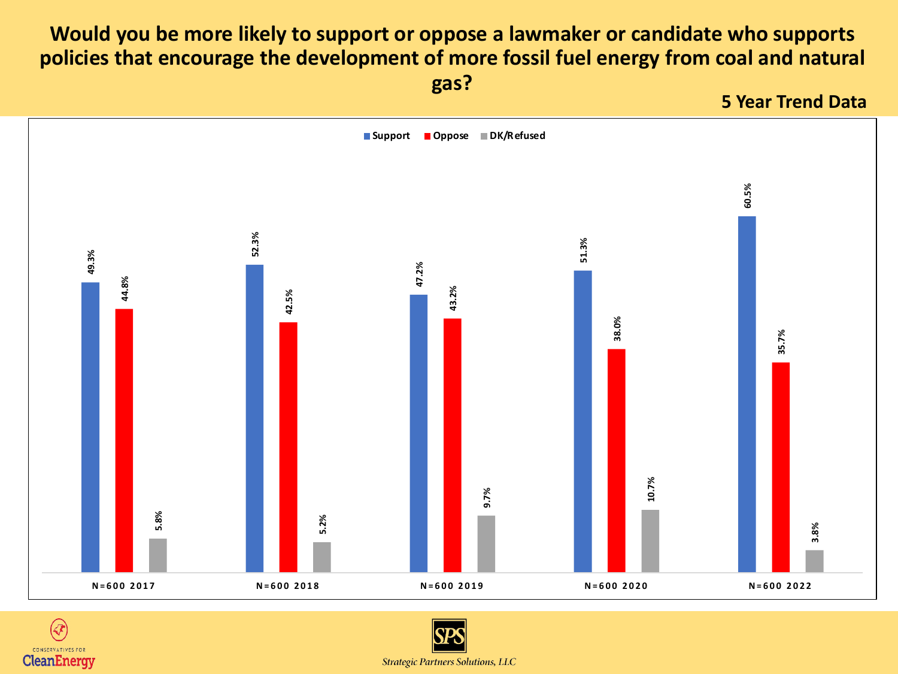# Would you be more likely to support or oppose a lawmaker or candidate who supports policies that encourage the development of more fossil fuel energy from coal and natural gas?

**5 Year Trend Data**

| | Support | Oppose | DK/Refused |
|---|---|---|---|
| N=600 2017 | 49.3% | 44.8% | 5.8% |
| N=600 2018 | 52.3% | 42.5% | 5.2% |
| N=600 2019 | 47.2% | 43.2% | 9.7% |
| N=600 2020 | 51.3% | 38.0% | 10.7% |
| N=600 2022 | 60.5% | 35.7% | 3.8% |

CONSERVATIVES FOR CleanEnergy

SPS *Strategic Partners Solutions, LLC*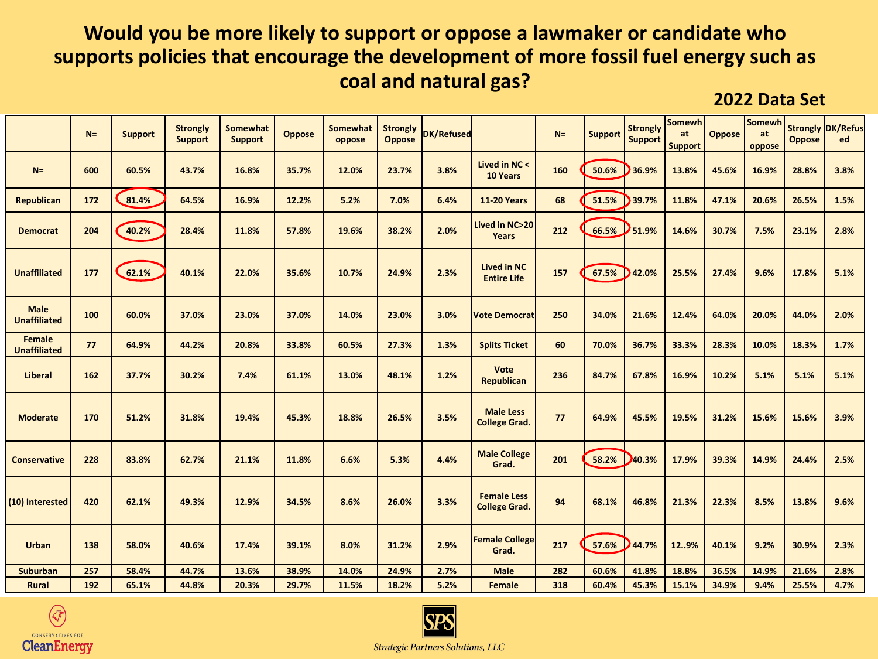# Would you be more likely to support or oppose a lawmaker or candidate who supports policies that encourage the development of more fossil fuel energy such as coal and natural gas?

**2022 Data Set**

| | N= | Support | Strongly Support | Somewhat Support | Oppose | Somewhat oppose | Strongly Oppose | DK/Refused | | N= | Support | Strongly Support | Somewhat Support | Oppose | Somewhat oppose | Strongly Oppose | DK/Refused |
|---|---|---|---|---|---|---|---|---|---|---|---|---|---|---|---|---|---|
| N= | 600 | 60.5% | 43.7% | 16.8% | 35.7% | 12.0% | 23.7% | 3.8% | Lived in NC < 10 Years | 160 | 50.6% | 36.9% | 13.8% | 45.6% | 16.9% | 28.8% | 3.8% |
| Republican | 172 | 81.4% | 64.5% | 16.9% | 12.2% | 5.2% | 7.0% | 6.4% | 11-20 Years | 68 | 51.5% | 39.7% | 11.8% | 47.1% | 20.6% | 26.5% | 1.5% |
| Democrat | 204 | 40.2% | 28.4% | 11.8% | 57.8% | 19.6% | 38.2% | 2.0% | Lived in NC>20 Years | 212 | 66.5% | 51.9% | 14.6% | 30.7% | 7.5% | 23.1% | 2.8% |
| Unaffiliated | 177 | 62.1% | 40.1% | 22.0% | 35.6% | 10.7% | 24.9% | 2.3% | Lived in NC Entire Life | 157 | 67.5% | 42.0% | 25.5% | 27.4% | 9.6% | 17.8% | 5.1% |
| Male Unaffiliated | 100 | 60.0% | 37.0% | 23.0% | 37.0% | 14.0% | 23.0% | 3.0% | Vote Democrat | 250 | 34.0% | 21.6% | 12.4% | 64.0% | 20.0% | 44.0% | 2.0% |
| Female Unaffiliated | 77 | 64.9% | 44.2% | 20.8% | 33.8% | 60.5% | 27.3% | 1.3% | Splits Ticket | 60 | 70.0% | 36.7% | 33.3% | 28.3% | 10.0% | 18.3% | 1.7% |
| Liberal | 162 | 37.7% | 30.2% | 7.4% | 61.1% | 13.0% | 48.1% | 1.2% | Vote Republican | 236 | 84.7% | 67.8% | 16.9% | 10.2% | 5.1% | 5.1% | 5.1% |
| Moderate | 170 | 51.2% | 31.8% | 19.4% | 45.3% | 18.8% | 26.5% | 3.5% | Male Less College Grad. | 77 | 64.9% | 45.5% | 19.5% | 31.2% | 15.6% | 15.6% | 3.9% |
| Conservative | 228 | 83.8% | 62.7% | 21.1% | 11.8% | 6.6% | 5.3% | 4.4% | Male College Grad. | 201 | 58.2% | 40.3% | 17.9% | 39.3% | 14.9% | 24.4% | 2.5% |
| (10) Interested | 420 | 62.1% | 49.3% | 12.9% | 34.5% | 8.6% | 26.0% | 3.3% | Female Less College Grad. | 94 | 68.1% | 46.8% | 21.3% | 22.3% | 8.5% | 13.8% | 9.6% |
| Urban | 138 | 58.0% | 40.6% | 17.4% | 39.1% | 8.0% | 31.2% | 2.9% | Female College Grad. | 217 | 57.6% | 44.7% | 12..9% | 40.1% | 9.2% | 30.9% | 2.3% |
| Suburban | 257 | 58.4% | 44.7% | 13.6% | 38.9% | 14.0% | 24.9% | 2.7% | Male | 282 | 60.6% | 41.8% | 18.8% | 36.5% | 14.9% | 21.6% | 2.8% |
| Rural | 192 | 65.1% | 44.8% | 20.3% | 29.7% | 11.5% | 18.2% | 5.2% | Female | 318 | 60.4% | 45.3% | 15.1% | 34.9% | 9.4% | 25.5% | 4.7% |

CONSERVATIVES FOR CleanEnergy

Strategic Partners Solutions, LLC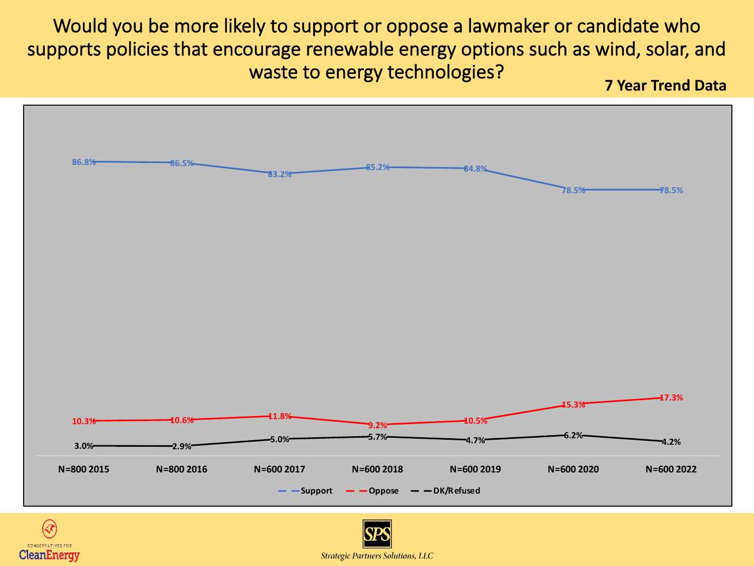# Would you be more likely to support or oppose a lawmaker or candidate who supports policies that encourage renewable energy options such as wind, solar, and waste to energy technologies?

**7 Year Trend Data**

| | N=800 2015 | N=800 2016 | N=600 2017 | N=600 2018 | N=600 2019 | N=600 2020 | N=600 2022 |
|---|---|---|---|---|---|---|---|
| Support | 86.8% | 86.5% | 83.2% | 85.2% | 84.8% | 78.5% | 78.5% |
| Oppose | 10.3% | 10.6% | 11.8% | 9.2% | 10.5% | 15.3% | 17.3% |
| DK/Refused | 3.0% | 2.9% | 5.0% | 5.7% | 4.7% | 6.2% | 4.2% |

CONSERVATIVES FOR CleanEnergy

SPS *Strategic Partners Solutions, LLC*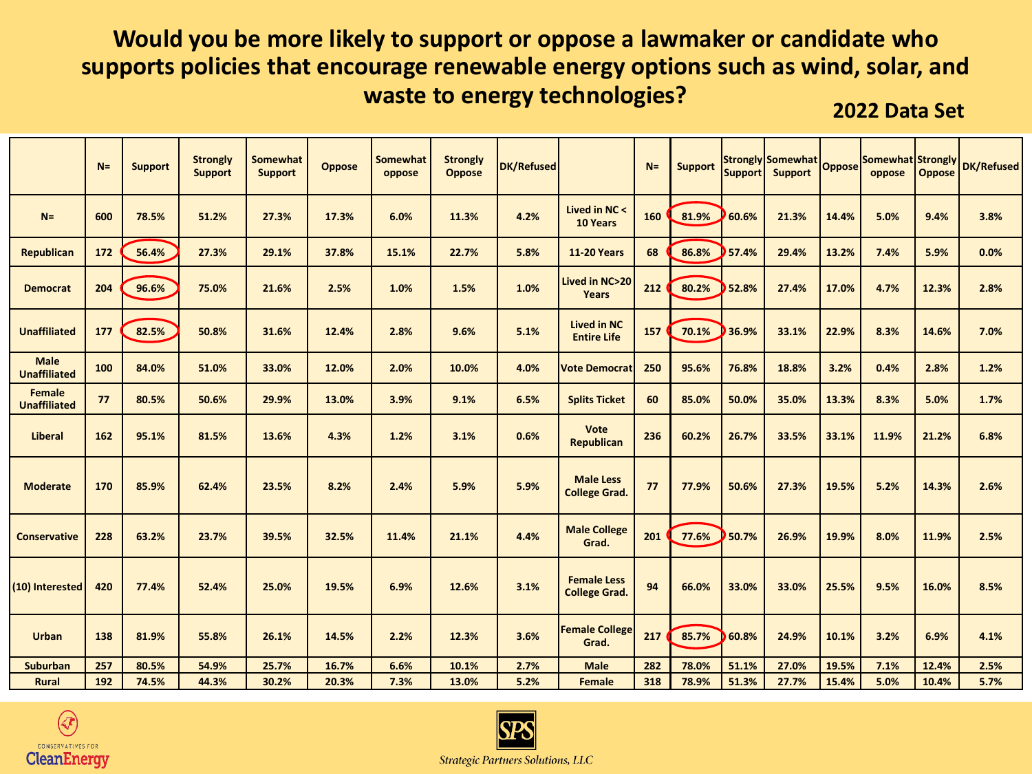# Would you be more likely to support or oppose a lawmaker or candidate who supports policies that encourage renewable energy options such as wind, solar, and waste to energy technologies?

**2022 Data Set**

| | N= | Support | Strongly Support | Somewhat Support | Oppose | Somewhat oppose | Strongly Oppose | DK/Refused | | N= | Support | Strongly Support | Somewhat Support | Oppose | Somewhat oppose | Strongly Oppose | DK/Refused |
|---|---|---|---|---|---|---|---|---|---|---|---|---|---|---|---|---|---|
| N= | 600 | 78.5% | 51.2% | 27.3% | 17.3% | 6.0% | 11.3% | 4.2% | Lived in NC < 10 Years | 160 | 81.9% | 60.6% | 21.3% | 14.4% | 5.0% | 9.4% | 3.8% |
| Republican | 172 | 56.4% | 27.3% | 29.1% | 37.8% | 15.1% | 22.7% | 5.8% | 11-20 Years | 68 | 86.8% | 57.4% | 29.4% | 13.2% | 7.4% | 5.9% | 0.0% |
| Democrat | 204 | 96.6% | 75.0% | 21.6% | 2.5% | 1.0% | 1.5% | 1.0% | Lived in NC>20 Years | 212 | 80.2% | 52.8% | 27.4% | 17.0% | 4.7% | 12.3% | 2.8% |
| Unaffiliated | 177 | 82.5% | 50.8% | 31.6% | 12.4% | 2.8% | 9.6% | 5.1% | Lived in NC Entire Life | 157 | 70.1% | 36.9% | 33.1% | 22.9% | 8.3% | 14.6% | 7.0% |
| Male Unaffiliated | 100 | 84.0% | 51.0% | 33.0% | 12.0% | 2.0% | 10.0% | 4.0% | Vote Democrat | 250 | 95.6% | 76.8% | 18.8% | 3.2% | 0.4% | 2.8% | 1.2% |
| Female Unaffiliated | 77 | 80.5% | 50.6% | 29.9% | 13.0% | 3.9% | 9.1% | 6.5% | Splits Ticket | 60 | 85.0% | 50.0% | 35.0% | 13.3% | 8.3% | 5.0% | 1.7% |
| Liberal | 162 | 95.1% | 81.5% | 13.6% | 4.3% | 1.2% | 3.1% | 0.6% | Vote Republican | 236 | 60.2% | 26.7% | 33.5% | 33.1% | 11.9% | 21.2% | 6.8% |
| Moderate | 170 | 85.9% | 62.4% | 23.5% | 8.2% | 2.4% | 5.9% | 5.9% | Male Less College Grad. | 77 | 77.9% | 50.6% | 27.3% | 19.5% | 5.2% | 14.3% | 2.6% |
| Conservative | 228 | 63.2% | 23.7% | 39.5% | 32.5% | 11.4% | 21.1% | 4.4% | Male College Grad. | 201 | 77.6% | 50.7% | 26.9% | 19.9% | 8.0% | 11.9% | 2.5% |
| (10) Interested | 420 | 77.4% | 52.4% | 25.0% | 19.5% | 6.9% | 12.6% | 3.1% | Female Less College Grad. | 94 | 66.0% | 33.0% | 33.0% | 25.5% | 9.5% | 16.0% | 8.5% |
| Urban | 138 | 81.9% | 55.8% | 26.1% | 14.5% | 2.2% | 12.3% | 3.6% | Female College Grad. | 217 | 85.7% | 60.8% | 24.9% | 10.1% | 3.2% | 6.9% | 4.1% |
| Suburban | 257 | 80.5% | 54.9% | 25.7% | 16.7% | 6.6% | 10.1% | 2.7% | Male | 282 | 78.0% | 51.1% | 27.0% | 19.5% | 7.1% | 12.4% | 2.5% |
| Rural | 192 | 74.5% | 44.3% | 30.2% | 20.3% | 7.3% | 13.0% | 5.2% | Female | 318 | 78.9% | 51.3% | 27.7% | 15.4% | 5.0% | 10.4% | 5.7% |

CONSERVATIVES FOR CleanEnergy

Strategic Partners Solutions, LLC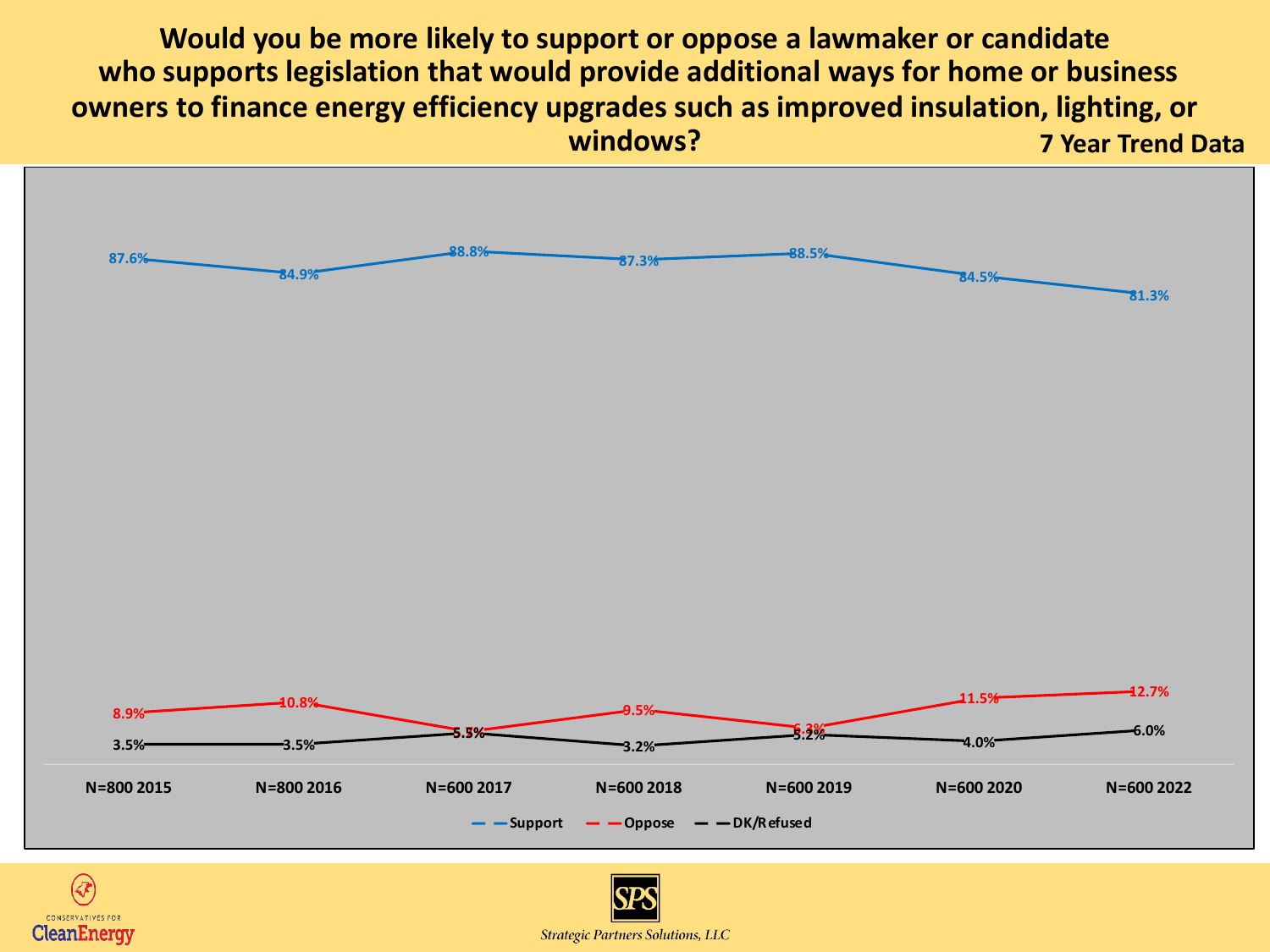# Would you be more likely to support or oppose a lawmaker or candidate who supports legislation that would provide additional ways for home or business owners to finance energy efficiency upgrades such as improved insulation, lighting, or windows?

**7 Year Trend Data**

| | N=800 2015 | N=800 2016 | N=600 2017 | N=600 2018 | N=600 2019 | N=600 2020 | N=600 2022 |
|---|---|---|---|---|---|---|---|
| Support | 87.6% | 84.9% | 88.8% | 87.3% | 88.5% | 84.5% | 81.3% |
| Oppose | 8.9% | 10.8% | 5.7% | 9.5% | 6.3% | 11.5% | 12.7% |
| DK/Refused | 3.5% | 3.5% | 5.5% | 3.2% | 5.2% | 4.0% | 6.0% |

CONSERVATIVES FOR CleanEnergy

SPS

Strategic Partners Solutions, LLC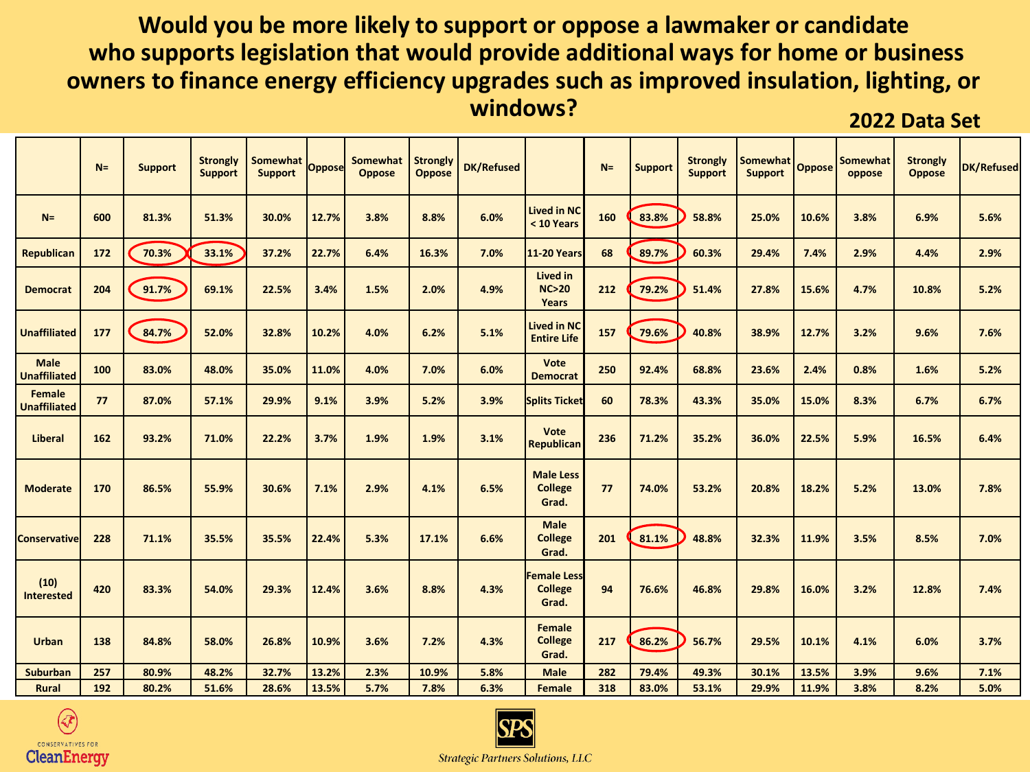# Would you be more likely to support or oppose a lawmaker or candidate who supports legislation that would provide additional ways for home or business owners to finance energy efficiency upgrades such as improved insulation, lighting, or windows?

**2022 Data Set**

| | N= | Support | Strongly Support | Somewhat Support | Oppose | Somewhat Oppose | Strongly Oppose | DK/Refused | | N= | Support | Strongly Support | Somewhat Support | Oppose | Somewhat oppose | Strongly Oppose | DK/Refused |
|---|---|---|---|---|---|---|---|---|---|---|---|---|---|---|---|---|---|
| N= | 600 | 81.3% | 51.3% | 30.0% | 12.7% | 3.8% | 8.8% | 6.0% | Lived in NC < 10 Years | 160 | 83.8% | 58.8% | 25.0% | 10.6% | 3.8% | 6.9% | 5.6% |
| Republican | 172 | 70.3% | 33.1% | 37.2% | 22.7% | 6.4% | 16.3% | 7.0% | 11-20 Years | 68 | 89.7% | 60.3% | 29.4% | 7.4% | 2.9% | 4.4% | 2.9% |
| Democrat | 204 | 91.7% | 69.1% | 22.5% | 3.4% | 1.5% | 2.0% | 4.9% | Lived in NC>20 Years | 212 | 79.2% | 51.4% | 27.8% | 15.6% | 4.7% | 10.8% | 5.2% |
| Unaffiliated | 177 | 84.7% | 52.0% | 32.8% | 10.2% | 4.0% | 6.2% | 5.1% | Lived in NC Entire Life | 157 | 79.6% | 40.8% | 38.9% | 12.7% | 3.2% | 9.6% | 7.6% |
| Male Unaffiliated | 100 | 83.0% | 48.0% | 35.0% | 11.0% | 4.0% | 7.0% | 6.0% | Vote Democrat | 250 | 92.4% | 68.8% | 23.6% | 2.4% | 0.8% | 1.6% | 5.2% |
| Female Unaffiliated | 77 | 87.0% | 57.1% | 29.9% | 9.1% | 3.9% | 5.2% | 3.9% | Splits Ticket | 60 | 78.3% | 43.3% | 35.0% | 15.0% | 8.3% | 6.7% | 6.7% |
| Liberal | 162 | 93.2% | 71.0% | 22.2% | 3.7% | 1.9% | 1.9% | 3.1% | Vote Republican | 236 | 71.2% | 35.2% | 36.0% | 22.5% | 5.9% | 16.5% | 6.4% |
| Moderate | 170 | 86.5% | 55.9% | 30.6% | 7.1% | 2.9% | 4.1% | 6.5% | Male Less College Grad. | 77 | 74.0% | 53.2% | 20.8% | 18.2% | 5.2% | 13.0% | 7.8% |
| Conservative | 228 | 71.1% | 35.5% | 35.5% | 22.4% | 5.3% | 17.1% | 6.6% | Male College Grad. | 201 | 81.1% | 48.8% | 32.3% | 11.9% | 3.5% | 8.5% | 7.0% |
| (10) Interested | 420 | 83.3% | 54.0% | 29.3% | 12.4% | 3.6% | 8.8% | 4.3% | Female Less College Grad. | 94 | 76.6% | 46.8% | 29.8% | 16.0% | 3.2% | 12.8% | 7.4% |
| Urban | 138 | 84.8% | 58.0% | 26.8% | 10.9% | 3.6% | 7.2% | 4.3% | Female College Grad. | 217 | 86.2% | 56.7% | 29.5% | 10.1% | 4.1% | 6.0% | 3.7% |
| Suburban | 257 | 80.9% | 48.2% | 32.7% | 13.2% | 2.3% | 10.9% | 5.8% | Male | 282 | 79.4% | 49.3% | 30.1% | 13.5% | 3.9% | 9.6% | 7.1% |
| Rural | 192 | 80.2% | 51.6% | 28.6% | 13.5% | 5.7% | 7.8% | 6.3% | Female | 318 | 83.0% | 53.1% | 29.9% | 11.9% | 3.8% | 8.2% | 5.0% |

CONSERVATIVES FOR CleanEnergy

Strategic Partners Solutions, LLC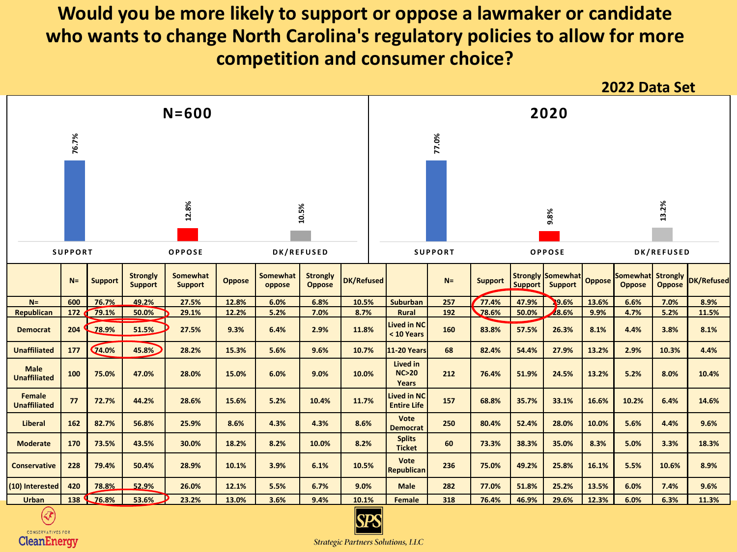# Would you be more likely to support or oppose a lawmaker or candidate who wants to change North Carolina's regulatory policies to allow for more competition and consumer choice?

**2022 Data Set**

**N=600**

| | SUPPORT | OPPOSE | DK/REFUSED |
|---|---|---|---|
| N=600 | 76.7% | 12.8% | 10.5% |

**2020**

| | SUPPORT | OPPOSE | DK/REFUSED |
|---|---|---|---|
| 2020 | 77.0% | 9.8% | 13.2% |

| | N= | Support | Strongly Support | Somewhat Support | Oppose | Somewhat oppose | Strongly Oppose | DK/Refused |
|---|---|---|---|---|---|---|---|---|
| N= | 600 | 76.7% | 49.2% | 27.5% | 12.8% | 6.0% | 6.8% | 10.5% |
| Republican | 172 | 79.1% | 50.0% | 29.1% | 12.2% | 5.2% | 7.0% | 8.7% |
| Democrat | 204 | 78.9% | 51.5% | 27.5% | 9.3% | 6.4% | 2.9% | 11.8% |
| Unaffiliated | 177 | 74.0% | 45.8% | 28.2% | 15.3% | 5.6% | 9.6% | 10.7% |
| Male Unaffiliated | 100 | 75.0% | 47.0% | 28.0% | 15.0% | 6.0% | 9.0% | 10.0% |
| Female Unaffiliated | 77 | 72.7% | 44.2% | 28.6% | 15.6% | 5.2% | 10.4% | 11.7% |
| Liberal | 162 | 82.7% | 56.8% | 25.9% | 8.6% | 4.3% | 4.3% | 8.6% |
| Moderate | 170 | 73.5% | 43.5% | 30.0% | 18.2% | 8.2% | 10.0% | 8.2% |
| Conservative | 228 | 79.4% | 50.4% | 28.9% | 10.1% | 3.9% | 6.1% | 10.5% |
| (10) Interested | 420 | 78.8% | 52.9% | 26.0% | 12.1% | 5.5% | 6.7% | 9.0% |
| Urban | 138 | 76.8% | 53.6% | 23.2% | 13.0% | 3.6% | 9.4% | 10.1% |
| Suburban | 257 | 77.4% | 47.9% | 29.6% | 13.6% | 6.6% | 7.0% | 8.9% |
| Rural | 192 | 78.6% | 50.0% | 28.6% | 9.9% | 4.7% | 5.2% | 11.5% |
| Lived in NC < 10 Years | 160 | 83.8% | 57.5% | 26.3% | 8.1% | 4.4% | 3.8% | 8.1% |
| 11-20 Years | 68 | 82.4% | 54.4% | 27.9% | 13.2% | 2.9% | 10.3% | 4.4% |
| Lived in NC>20 Years | 212 | 76.4% | 51.9% | 24.5% | 13.2% | 5.2% | 8.0% | 10.4% |
| Lived in NC Entire Life | 157 | 68.8% | 35.7% | 33.1% | 16.6% | 10.2% | 6.4% | 14.6% |
| Vote Democrat | 250 | 80.4% | 52.4% | 28.0% | 10.0% | 5.6% | 4.4% | 9.6% |
| Splits Ticket | 60 | 73.3% | 38.3% | 35.0% | 8.3% | 5.0% | 3.3% | 18.3% |
| Vote Republican | 236 | 75.0% | 49.2% | 25.8% | 16.1% | 5.5% | 10.6% | 8.9% |
| Male | 282 | 77.0% | 51.8% | 25.2% | 13.5% | 6.0% | 7.4% | 9.6% |
| Female | 318 | 76.4% | 46.9% | 29.6% | 12.3% | 6.0% | 6.3% | 11.3% |

CONSERVATIVES FOR CleanEnergy

SPS Strategic Partners Solutions, LLC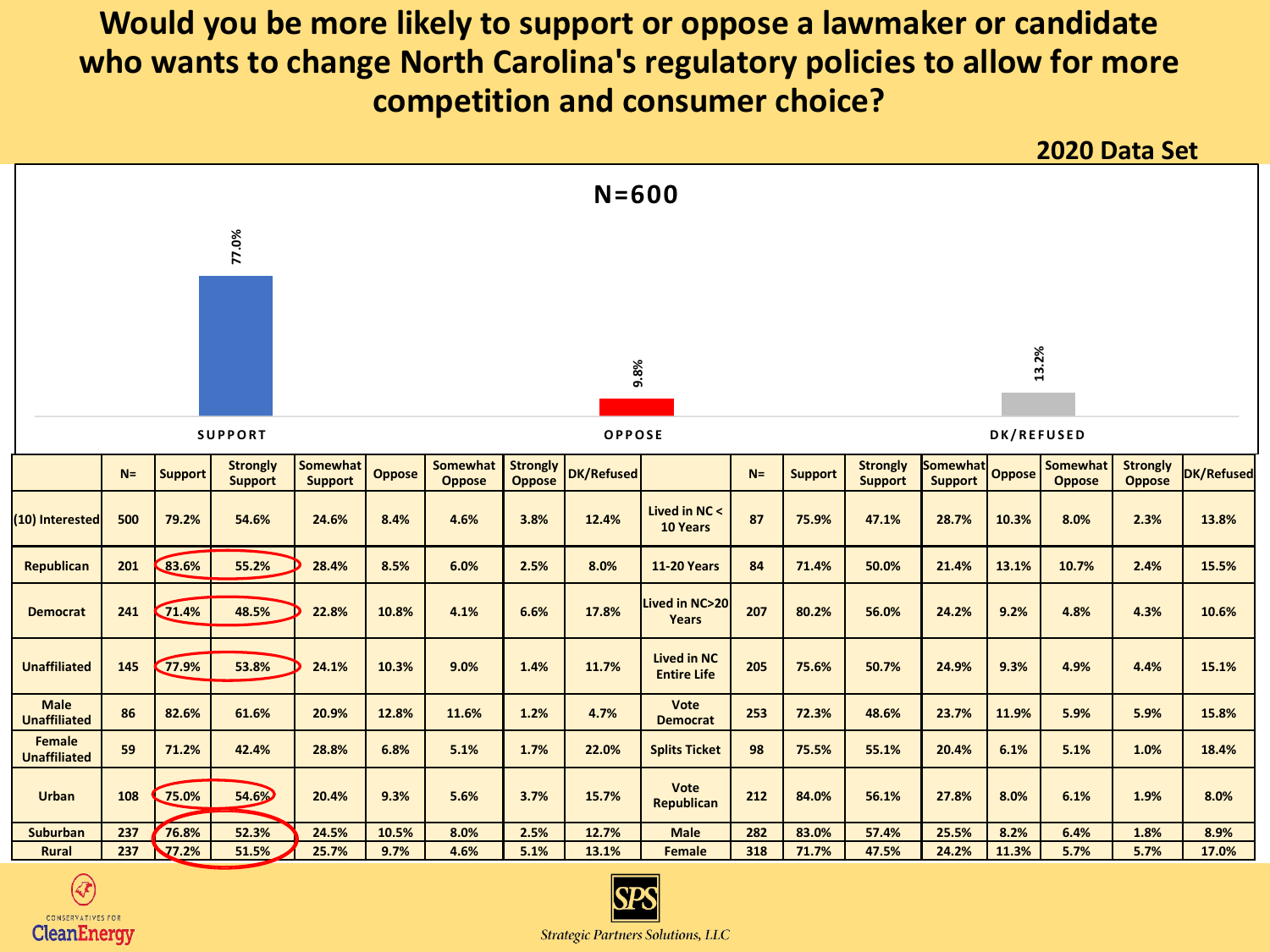# Would you be more likely to support or oppose a lawmaker or candidate who wants to change North Carolina's regulatory policies to allow for more competition and consumer choice?

**2020 Data Set**

**N=600**

| | Support | Oppose | DK/Refused |
|---|---|---|---|
| | 77.0% | 9.8% | 13.2% |

| | N= | Support | Strongly Support | Somewhat Support | Oppose | Somewhat Oppose | Strongly Oppose | DK/Refused | | N= | Support | Strongly Support | Somewhat Support | Oppose | Somewhat Oppose | Strongly Oppose | DK/Refused |
|---|---|---|---|---|---|---|---|---|---|---|---|---|---|---|---|---|---|
| (10) Interested | 500 | 79.2% | 54.6% | 24.6% | 8.4% | 4.6% | 3.8% | 12.4% | Lived in NC < 10 Years | 87 | 75.9% | 47.1% | 28.7% | 10.3% | 8.0% | 2.3% | 13.8% |
| Republican | 201 | 83.6% | 55.2% | 28.4% | 8.5% | 6.0% | 2.5% | 8.0% | 11-20 Years | 84 | 71.4% | 50.0% | 21.4% | 13.1% | 10.7% | 2.4% | 15.5% |
| Democrat | 241 | 71.4% | 48.5% | 22.8% | 10.8% | 4.1% | 6.6% | 17.8% | Lived in NC>20 Years | 207 | 80.2% | 56.0% | 24.2% | 9.2% | 4.8% | 4.3% | 10.6% |
| Unaffiliated | 145 | 77.9% | 53.8% | 24.1% | 10.3% | 9.0% | 1.4% | 11.7% | Lived in NC Entire Life | 205 | 75.6% | 50.7% | 24.9% | 9.3% | 4.9% | 4.4% | 15.1% |
| Male Unaffiliated | 86 | 82.6% | 61.6% | 20.9% | 12.8% | 11.6% | 1.2% | 4.7% | Vote Democrat | 253 | 72.3% | 48.6% | 23.7% | 11.9% | 5.9% | 5.9% | 15.8% |
| Female Unaffiliated | 59 | 71.2% | 42.4% | 28.8% | 6.8% | 5.1% | 1.7% | 22.0% | Splits Ticket | 98 | 75.5% | 55.1% | 20.4% | 6.1% | 5.1% | 1.0% | 18.4% |
| Urban | 108 | 75.0% | 54.6% | 20.4% | 9.3% | 5.6% | 3.7% | 15.7% | Vote Republican | 212 | 84.0% | 56.1% | 27.8% | 8.0% | 6.1% | 1.9% | 8.0% |
| Suburban | 237 | 76.8% | 52.3% | 24.5% | 10.5% | 8.0% | 2.5% | 12.7% | Male | 282 | 83.0% | 57.4% | 25.5% | 8.2% | 6.4% | 1.8% | 8.9% |
| Rural | 237 | 77.2% | 51.5% | 25.7% | 9.7% | 4.6% | 5.1% | 13.1% | Female | 318 | 71.7% | 47.5% | 24.2% | 11.3% | 5.7% | 5.7% | 17.0% |

Conservatives for CleanEnergy

Strategic Partners Solutions, LLC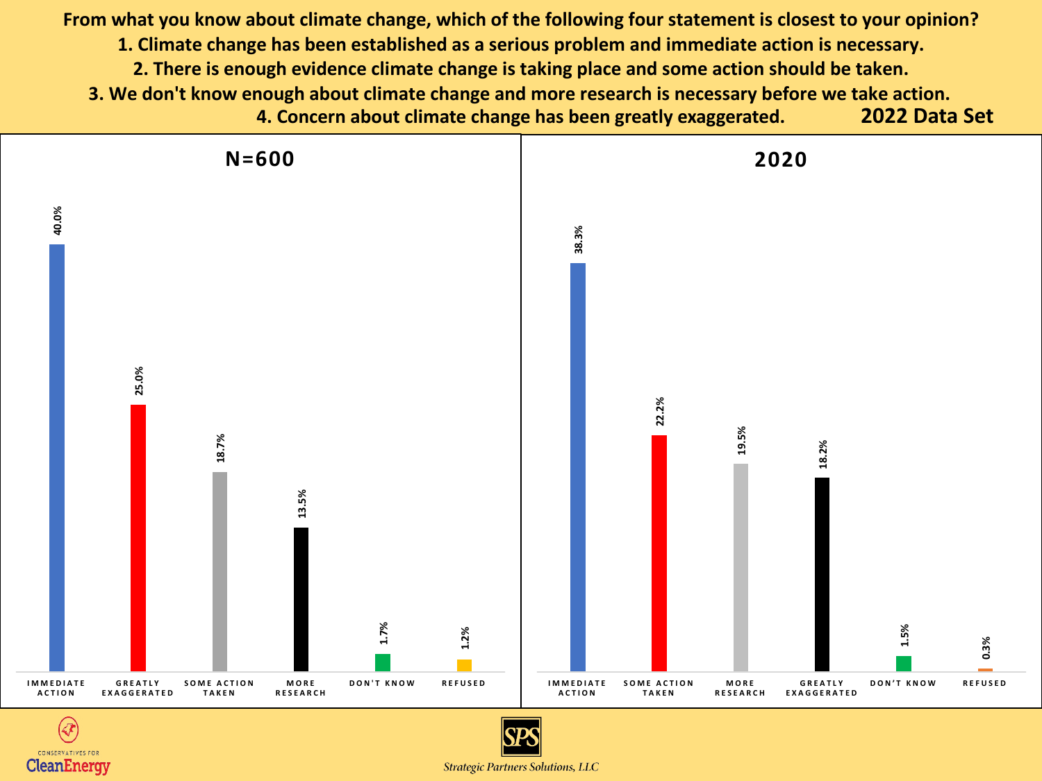**From what you know about climate change, which of the following four statement is closest to your opinion?**

1. **Climate change has been established as a serious problem and immediate action is necessary.**
2. **There is enough evidence climate change is taking place and some action should be taken.**
3. **We don't know enough about climate change and more research is necessary before we take action.**
4. **Concern about climate change has been greatly exaggerated.**

**2022 Data Set**

**N=600**

| Response | % |
| --- | --- |
| Immediate Action | 40.0% |
| Greatly Exaggerated | 25.0% |
| Some Action Taken | 18.7% |
| More Research | 13.5% |
| Don't Know | 1.7% |
| Refused | 1.2% |

**2020**

| Response | % |
| --- | --- |
| Immediate Action | 38.3% |
| Some Action Taken | 22.2% |
| More Research | 19.5% |
| Greatly Exaggerated | 18.2% |
| Don't Know | 1.5% |
| Refused | 0.3% |

CONSERVATIVES FOR CleanEnergy

SPS

*Strategic Partners Solutions, LLC*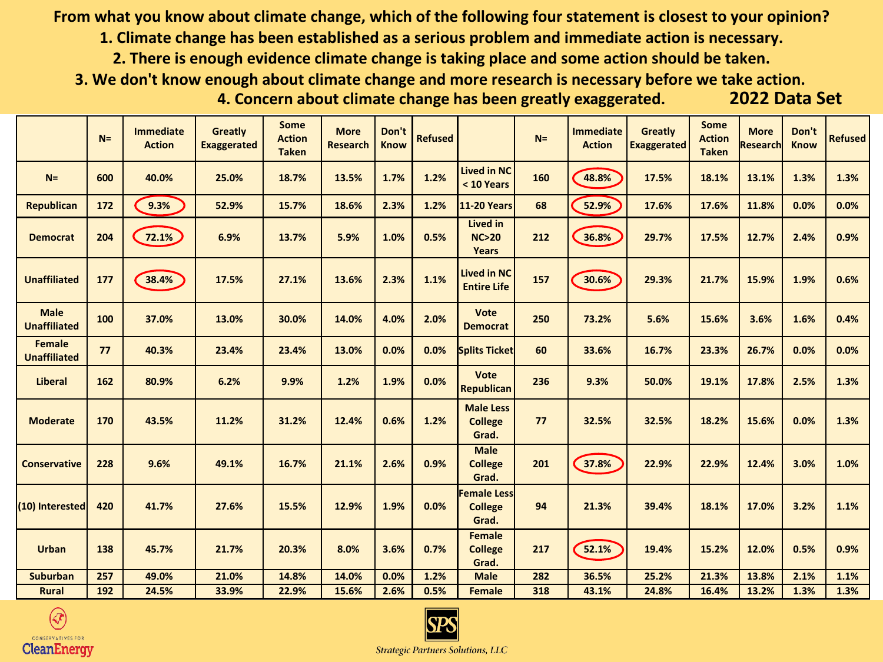**From what you know about climate change, which of the following four statement is closest to your opinion?**

1. **Climate change has been established as a serious problem and immediate action is necessary.**
2. **There is enough evidence climate change is taking place and some action should be taken.**
3. **We don't know enough about climate change and more research is necessary before we take action.**
4. **Concern about climate change has been greatly exaggerated.**

**2022 Data Set**

| | N= | Immediate Action | Greatly Exaggerated | Some Action Taken | More Research | Don't Know | Refused | | N= | Immediate Action | Greatly Exaggerated | Some Action Taken | More Research | Don't Know | Refused |
|---|---|---|---|---|---|---|---|---|---|---|---|---|---|---|---|
| N= | 600 | 40.0% | 25.0% | 18.7% | 13.5% | 1.7% | 1.2% | Lived in NC < 10 Years | 160 | 48.8% | 17.5% | 18.1% | 13.1% | 1.3% | 1.3% |
| Republican | 172 | 9.3% | 52.9% | 15.7% | 18.6% | 2.3% | 1.2% | 11-20 Years | 68 | 52.9% | 17.6% | 17.6% | 11.8% | 0.0% | 0.0% |
| Democrat | 204 | 72.1% | 6.9% | 13.7% | 5.9% | 1.0% | 0.5% | Lived in NC>20 Years | 212 | 36.8% | 29.7% | 17.5% | 12.7% | 2.4% | 0.9% |
| Unaffiliated | 177 | 38.4% | 17.5% | 27.1% | 13.6% | 2.3% | 1.1% | Lived in NC Entire Life | 157 | 30.6% | 29.3% | 21.7% | 15.9% | 1.9% | 0.6% |
| Male Unaffiliated | 100 | 37.0% | 13.0% | 30.0% | 14.0% | 4.0% | 2.0% | Vote Democrat | 250 | 73.2% | 5.6% | 15.6% | 3.6% | 1.6% | 0.4% |
| Female Unaffiliated | 77 | 40.3% | 23.4% | 23.4% | 13.0% | 0.0% | 0.0% | Splits Ticket | 60 | 33.6% | 16.7% | 23.3% | 26.7% | 0.0% | 0.0% |
| Liberal | 162 | 80.9% | 6.2% | 9.9% | 1.2% | 1.9% | 0.0% | Vote Republican | 236 | 9.3% | 50.0% | 19.1% | 17.8% | 2.5% | 1.3% |
| Moderate | 170 | 43.5% | 11.2% | 31.2% | 12.4% | 0.6% | 1.2% | Male Less College Grad. | 77 | 32.5% | 32.5% | 18.2% | 15.6% | 0.0% | 1.3% |
| Conservative | 228 | 9.6% | 49.1% | 16.7% | 21.1% | 2.6% | 0.9% | Male College Grad. | 201 | 37.8% | 22.9% | 22.9% | 12.4% | 3.0% | 1.0% |
| (10) Interested | 420 | 41.7% | 27.6% | 15.5% | 12.9% | 1.9% | 0.0% | Female Less College Grad. | 94 | 21.3% | 39.4% | 18.1% | 17.0% | 3.2% | 1.1% |
| Urban | 138 | 45.7% | 21.7% | 20.3% | 8.0% | 3.6% | 0.7% | Female College Grad. | 217 | 52.1% | 19.4% | 15.2% | 12.0% | 0.5% | 0.9% |
| Suburban | 257 | 49.0% | 21.0% | 14.8% | 14.0% | 0.0% | 1.2% | Male | 282 | 36.5% | 25.2% | 21.3% | 13.8% | 2.1% | 1.1% |
| Rural | 192 | 24.5% | 33.9% | 22.9% | 15.6% | 2.6% | 0.5% | Female | 318 | 43.1% | 24.8% | 16.4% | 13.2% | 1.3% | 1.3% |

CONSERVATIVES FOR CleanEnergy

SPS Strategic Partners Solutions, LLC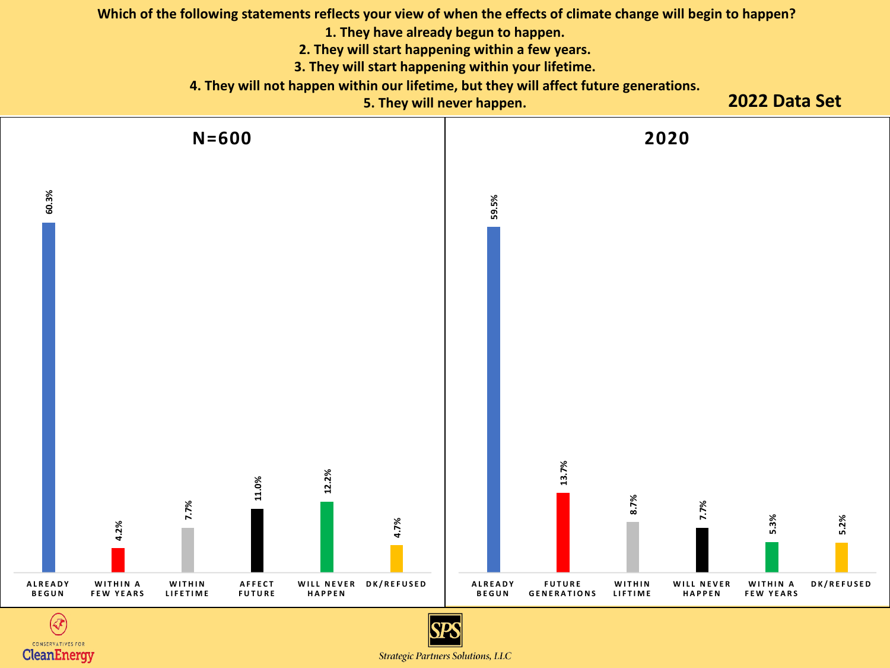**Which of the following statements reflects your view of when the effects of climate change will begin to happen?**

1. **They have already begun to happen.**
2. **They will start happening within a few years.**
3. **They will start happening within your lifetime.**
4. **They will not happen within our lifetime, but they will affect future generations.**
5. **They will never happen.**

**2022 Data Set**

## N=600

| Response | % |
| --- | --- |
| ALREADY BEGUN | 60.3% |
| WITHIN A FEW YEARS | 4.2% |
| WITHIN LIFETIME | 7.7% |
| AFFECT FUTURE | 11.0% |
| WILL NEVER HAPPEN | 12.2% |
| DK/REFUSED | 4.7% |

## 2020

| Response | % |
| --- | --- |
| ALREADY BEGUN | 59.5% |
| FUTURE GENERATIONS | 13.7% |
| WITHIN LIFTIME | 8.7% |
| WILL NEVER HAPPEN | 7.7% |
| WITHIN A FEW YEARS | 5.3% |
| DK/REFUSED | 5.2% |

CONSERVATIVES FOR CleanEnergy

SPS Strategic Partners Solutions, LLC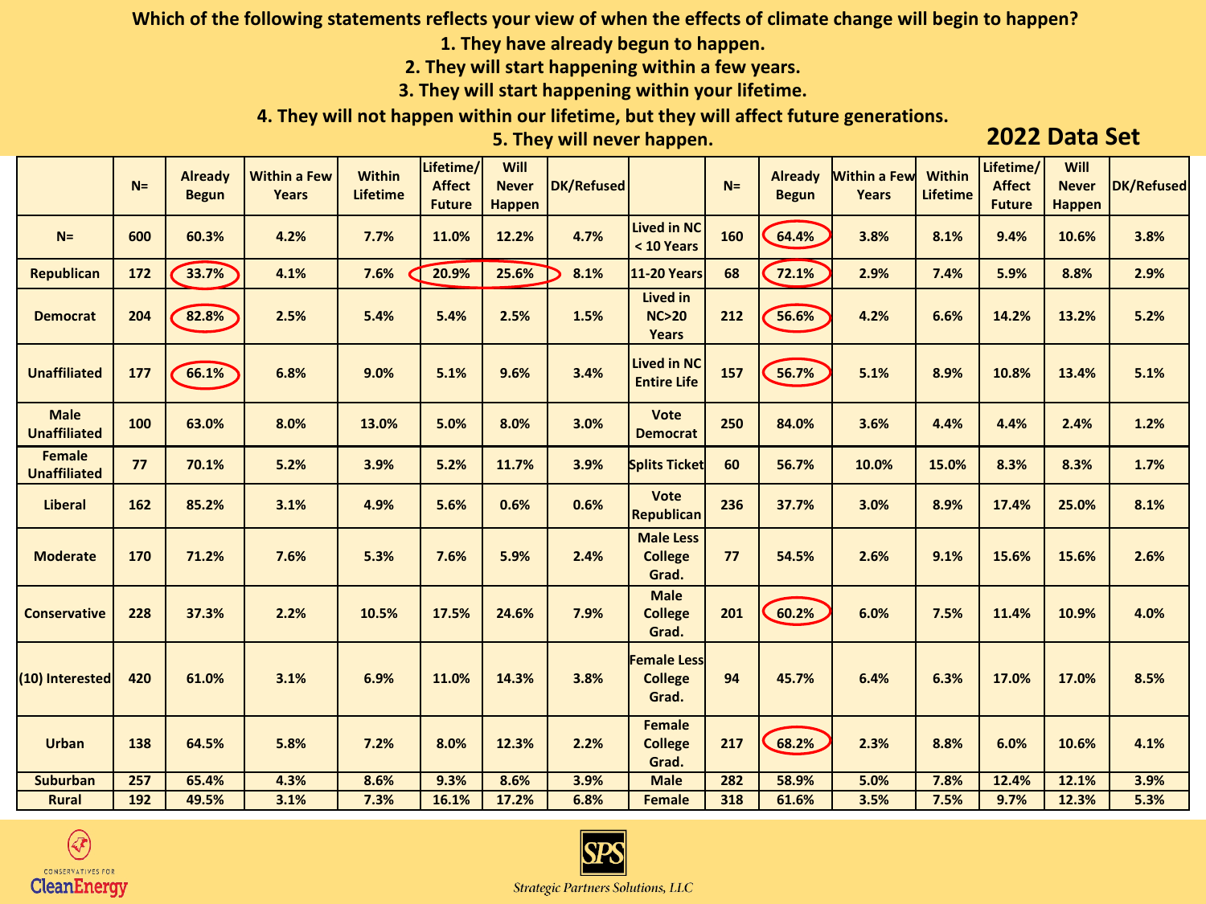**Which of the following statements reflects your view of when the effects of climate change will begin to happen?**

1. **They have already begun to happen.**
2. **They will start happening within a few years.**
3. **They will start happening within your lifetime.**
4. **They will not happen within our lifetime, but they will affect future generations.**
5. **They will never happen.**

## 2022 Data Set

| | N= | Already Begun | Within a Few Years | Within Lifetime | Lifetime/ Affect Future | Will Never Happen | DK/Refused | | N= | Already Begun | Within a Few Years | Within Lifetime | Lifetime/ Affect Future | Will Never Happen | DK/Refused |
|---|---|---|---|---|---|---|---|---|---|---|---|---|---|---|---|
| N= | 600 | 60.3% | 4.2% | 7.7% | 11.0% | 12.2% | 4.7% | Lived in NC < 10 Years | 160 | 64.4% | 3.8% | 8.1% | 9.4% | 10.6% | 3.8% |
| Republican | 172 | 33.7% | 4.1% | 7.6% | 20.9% | 25.6% | 8.1% | 11-20 Years | 68 | 72.1% | 2.9% | 7.4% | 5.9% | 8.8% | 2.9% |
| Democrat | 204 | 82.8% | 2.5% | 5.4% | 5.4% | 2.5% | 1.5% | Lived in NC>20 Years | 212 | 56.6% | 4.2% | 6.6% | 14.2% | 13.2% | 5.2% |
| Unaffiliated | 177 | 66.1% | 6.8% | 9.0% | 5.1% | 9.6% | 3.4% | Lived in NC Entire Life | 157 | 56.7% | 5.1% | 8.9% | 10.8% | 13.4% | 5.1% |
| Male Unaffiliated | 100 | 63.0% | 8.0% | 13.0% | 5.0% | 8.0% | 3.0% | Vote Democrat | 250 | 84.0% | 3.6% | 4.4% | 4.4% | 2.4% | 1.2% |
| Female Unaffiliated | 77 | 70.1% | 5.2% | 3.9% | 5.2% | 11.7% | 3.9% | Splits Ticket | 60 | 56.7% | 10.0% | 15.0% | 8.3% | 8.3% | 1.7% |
| Liberal | 162 | 85.2% | 3.1% | 4.9% | 5.6% | 0.6% | 0.6% | Vote Republican | 236 | 37.7% | 3.0% | 8.9% | 17.4% | 25.0% | 8.1% |
| Moderate | 170 | 71.2% | 7.6% | 5.3% | 7.6% | 5.9% | 2.4% | Male Less College Grad. | 77 | 54.5% | 2.6% | 9.1% | 15.6% | 15.6% | 2.6% |
| Conservative | 228 | 37.3% | 2.2% | 10.5% | 17.5% | 24.6% | 7.9% | Male College Grad. | 201 | 60.2% | 6.0% | 7.5% | 11.4% | 10.9% | 4.0% |
| (10) Interested | 420 | 61.0% | 3.1% | 6.9% | 11.0% | 14.3% | 3.8% | Female Less College Grad. | 94 | 45.7% | 6.4% | 6.3% | 17.0% | 17.0% | 8.5% |
| Urban | 138 | 64.5% | 5.8% | 7.2% | 8.0% | 12.3% | 2.2% | Female College Grad. | 217 | 68.2% | 2.3% | 8.8% | 6.0% | 10.6% | 4.1% |
| Suburban | 257 | 65.4% | 4.3% | 8.6% | 9.3% | 8.6% | 3.9% | Male | 282 | 58.9% | 5.0% | 7.8% | 12.4% | 12.1% | 3.9% |
| Rural | 192 | 49.5% | 3.1% | 7.3% | 16.1% | 17.2% | 6.8% | Female | 318 | 61.6% | 3.5% | 7.5% | 9.7% | 12.3% | 5.3% |

CONSERVATIVES FOR CleanEnergy

SPS Strategic Partners Solutions, LLC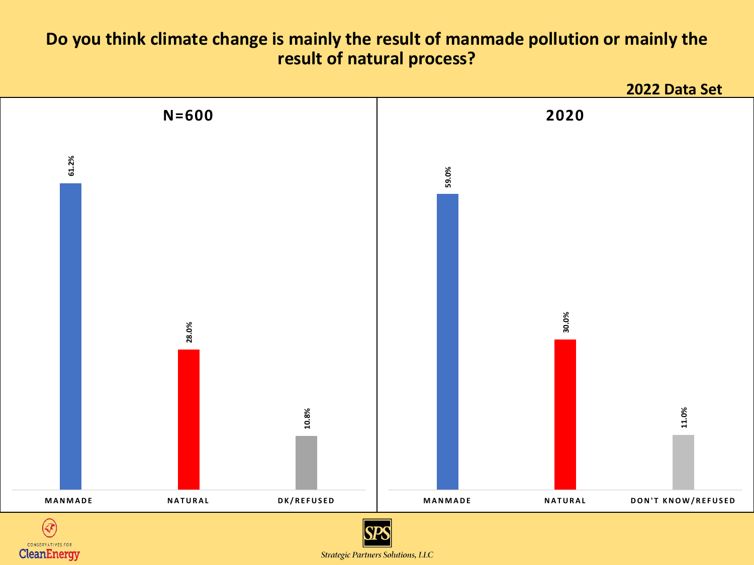# Do you think climate change is mainly the result of manmade pollution or mainly the result of natural process?

**2022 Data Set**

**N=600**

| MANMADE | NATURAL | DK/REFUSED |
|---|---|---|
| 61.2% | 28.0% | 10.8% |

**2020**

| MANMADE | NATURAL | DON'T KNOW/REFUSED |
|---|---|---|
| 59.0% | 30.0% | 11.0% |

CONSERVATIVES FOR CleanEnergy

SPS

*Strategic Partners Solutions, LLC*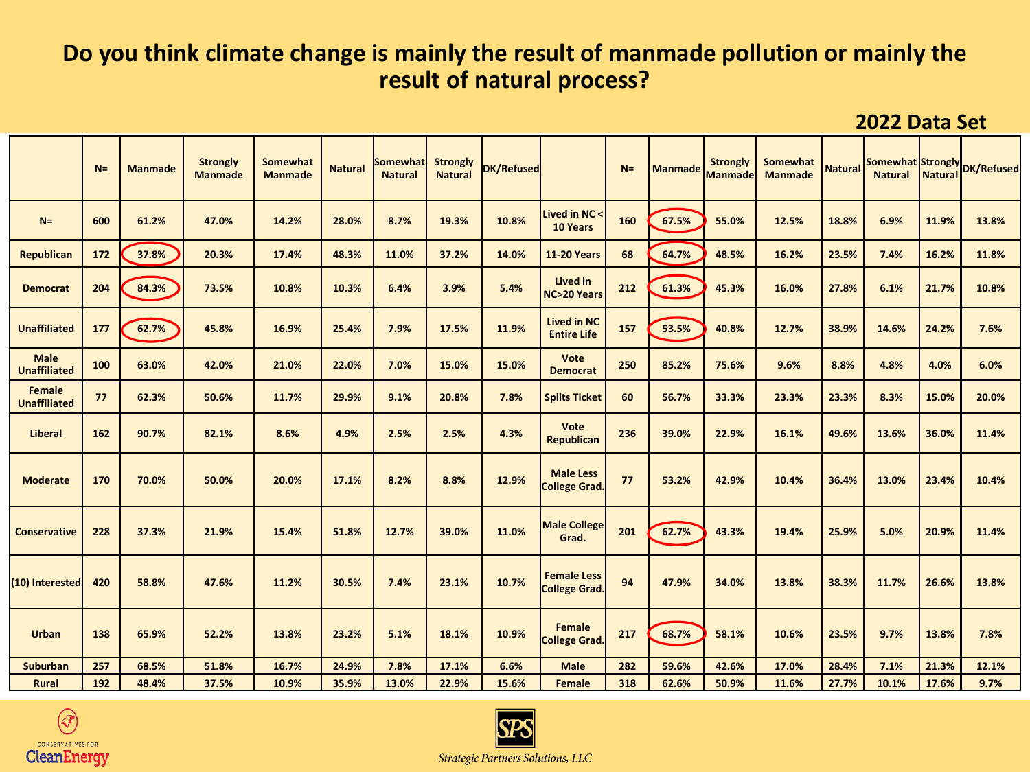# Do you think climate change is mainly the result of manmade pollution or mainly the result of natural process?

## 2022 Data Set

| | N= | Manmade | Strongly Manmade | Somewhat Manmade | Natural | Somewhat Natural | Strongly Natural | DK/Refused | | N= | Manmade | Strongly Manmade | Somewhat Manmade | Natural | Somewhat Natural | Strongly Natural | DK/Refused |
|---|---|---|---|---|---|---|---|---|---|---|---|---|---|---|---|---|---|
| N= | 600 | 61.2% | 47.0% | 14.2% | 28.0% | 8.7% | 19.3% | 10.8% | Lived in NC < 10 Years | 160 | 67.5% | 55.0% | 12.5% | 18.8% | 6.9% | 11.9% | 13.8% |
| Republican | 172 | 37.8% | 20.3% | 17.4% | 48.3% | 11.0% | 37.2% | 14.0% | 11-20 Years | 68 | 64.7% | 48.5% | 16.2% | 23.5% | 7.4% | 16.2% | 11.8% |
| Democrat | 204 | 84.3% | 73.5% | 10.8% | 10.3% | 6.4% | 3.9% | 5.4% | Lived in NC>20 Years | 212 | 61.3% | 45.3% | 16.0% | 27.8% | 6.1% | 21.7% | 10.8% |
| Unaffiliated | 177 | 62.7% | 45.8% | 16.9% | 25.4% | 7.9% | 17.5% | 11.9% | Lived in NC Entire Life | 157 | 53.5% | 40.8% | 12.7% | 38.9% | 14.6% | 24.2% | 7.6% |
| Male Unaffiliated | 100 | 63.0% | 42.0% | 21.0% | 22.0% | 7.0% | 15.0% | 15.0% | Vote Democrat | 250 | 85.2% | 75.6% | 9.6% | 8.8% | 4.8% | 4.0% | 6.0% |
| Female Unaffiliated | 77 | 62.3% | 50.6% | 11.7% | 29.9% | 9.1% | 20.8% | 7.8% | Splits Ticket | 60 | 56.7% | 33.3% | 23.3% | 23.3% | 8.3% | 15.0% | 20.0% |
| Liberal | 162 | 90.7% | 82.1% | 8.6% | 4.9% | 2.5% | 2.5% | 4.3% | Vote Republican | 236 | 39.0% | 22.9% | 16.1% | 49.6% | 13.6% | 36.0% | 11.4% |
| Moderate | 170 | 70.0% | 50.0% | 20.0% | 17.1% | 8.2% | 8.8% | 12.9% | Male Less College Grad. | 77 | 53.2% | 42.9% | 10.4% | 36.4% | 13.0% | 23.4% | 10.4% |
| Conservative | 228 | 37.3% | 21.9% | 15.4% | 51.8% | 12.7% | 39.0% | 11.0% | Male College Grad. | 201 | 62.7% | 43.3% | 19.4% | 25.9% | 5.0% | 20.9% | 11.4% |
| (10) Interested | 420 | 58.8% | 47.6% | 11.2% | 30.5% | 7.4% | 23.1% | 10.7% | Female Less College Grad. | 94 | 47.9% | 34.0% | 13.8% | 38.3% | 11.7% | 26.6% | 13.8% |
| Urban | 138 | 65.9% | 52.2% | 13.8% | 23.2% | 5.1% | 18.1% | 10.9% | Female College Grad. | 217 | 68.7% | 58.1% | 10.6% | 23.5% | 9.7% | 13.8% | 7.8% |
| Suburban | 257 | 68.5% | 51.8% | 16.7% | 24.9% | 7.8% | 17.1% | 6.6% | Male | 282 | 59.6% | 42.6% | 17.0% | 28.4% | 7.1% | 21.3% | 12.1% |
| Rural | 192 | 48.4% | 37.5% | 10.9% | 35.9% | 13.0% | 22.9% | 15.6% | Female | 318 | 62.6% | 50.9% | 11.6% | 27.7% | 10.1% | 17.6% | 9.7% |

CONSERVATIVES FOR CleanEnergy

Strategic Partners Solutions, LLC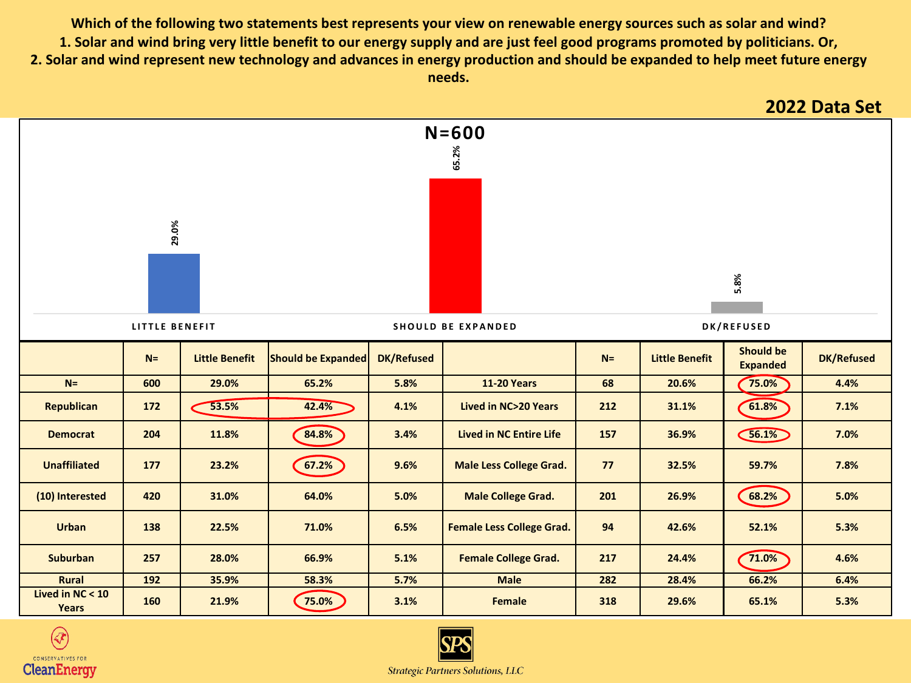**Which of the following two statements best represents your view on renewable energy sources such as solar and wind?**
**1. Solar and wind bring very little benefit to our energy supply and are just feel good programs promoted by politicians. Or,**
**2. Solar and wind represent new technology and advances in energy production and should be expanded to help meet future energy needs.**

## 2022 Data Set

**N=600**

| | Little Benefit | Should be Expanded | DK/Refused |
|---|---|---|---|
| N=600 | 29.0% | 65.2% | 5.8% |

| | N= | Little Benefit | Should be Expanded | DK/Refused | | N= | Little Benefit | Should be Expanded | DK/Refused |
|---|---|---|---|---|---|---|---|---|---|
| N= | 600 | 29.0% | 65.2% | 5.8% | 11-20 Years | 68 | 20.6% | 75.0% | 4.4% |
| Republican | 172 | 53.5% | 42.4% | 4.1% | Lived in NC>20 Years | 212 | 31.1% | 61.8% | 7.1% |
| Democrat | 204 | 11.8% | 84.8% | 3.4% | Lived in NC Entire Life | 157 | 36.9% | 56.1% | 7.0% |
| Unaffiliated | 177 | 23.2% | 67.2% | 9.6% | Male Less College Grad. | 77 | 32.5% | 59.7% | 7.8% |
| (10) Interested | 420 | 31.0% | 64.0% | 5.0% | Male College Grad. | 201 | 26.9% | 68.2% | 5.0% |
| Urban | 138 | 22.5% | 71.0% | 6.5% | Female Less College Grad. | 94 | 42.6% | 52.1% | 5.3% |
| Suburban | 257 | 28.0% | 66.9% | 5.1% | Female College Grad. | 217 | 24.4% | 71.0% | 4.6% |
| Rural | 192 | 35.9% | 58.3% | 5.7% | Male | 282 | 28.4% | 66.2% | 6.4% |
| Lived in NC < 10 Years | 160 | 21.9% | 75.0% | 3.1% | Female | 318 | 29.6% | 65.1% | 5.3% |

CONSERVATIVES FOR CleanEnergy

SPS Strategic Partners Solutions, LLC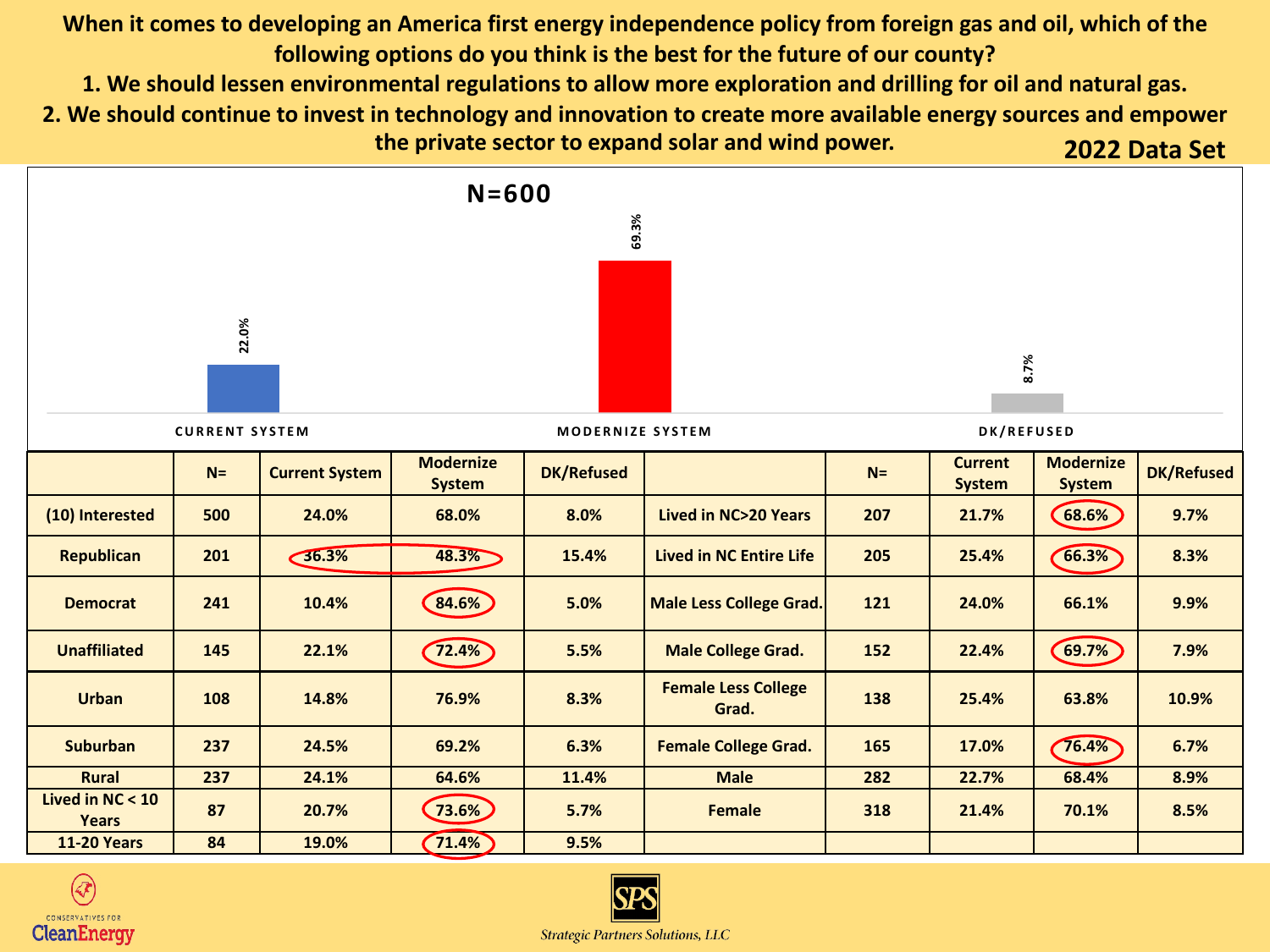**When it comes to developing an America first energy independence policy from foreign gas and oil, which of the following options do you think is the best for the future of our county?**

**1. We should lessen environmental regulations to allow more exploration and drilling for oil and natural gas.**

**2. We should continue to invest in technology and innovation to create more available energy sources and empower the private sector to expand solar and wind power.**

**2022 Data Set**

**N=600**

| | CURRENT SYSTEM | MODERNIZE SYSTEM | DK/REFUSED |
|---|---|---|---|
| | 22.0% | 69.3% | 8.7% |

| | N= | Current System | Modernize System | DK/Refused | | N= | Current System | Modernize System | DK/Refused |
|---|---|---|---|---|---|---|---|---|---|
| (10) Interested | 500 | 24.0% | 68.0% | 8.0% | Lived in NC>20 Years | 207 | 21.7% | 68.6% | 9.7% |
| Republican | 201 | 36.3% | 48.3% | 15.4% | Lived in NC Entire Life | 205 | 25.4% | 66.3% | 8.3% |
| Democrat | 241 | 10.4% | 84.6% | 5.0% | Male Less College Grad. | 121 | 24.0% | 66.1% | 9.9% |
| Unaffiliated | 145 | 22.1% | 72.4% | 5.5% | Male College Grad. | 152 | 22.4% | 69.7% | 7.9% |
| Urban | 108 | 14.8% | 76.9% | 8.3% | Female Less College Grad. | 138 | 25.4% | 63.8% | 10.9% |
| Suburban | 237 | 24.5% | 69.2% | 6.3% | Female College Grad. | 165 | 17.0% | 76.4% | 6.7% |
| Rural | 237 | 24.1% | 64.6% | 11.4% | Male | 282 | 22.7% | 68.4% | 8.9% |
| Lived in NC < 10 Years | 87 | 20.7% | 73.6% | 5.7% | Female | 318 | 21.4% | 70.1% | 8.5% |
| 11-20 Years | 84 | 19.0% | 71.4% | 9.5% | | | | | |

CONSERVATIVES FOR CleanEnergy

SPS Strategic Partners Solutions, LLC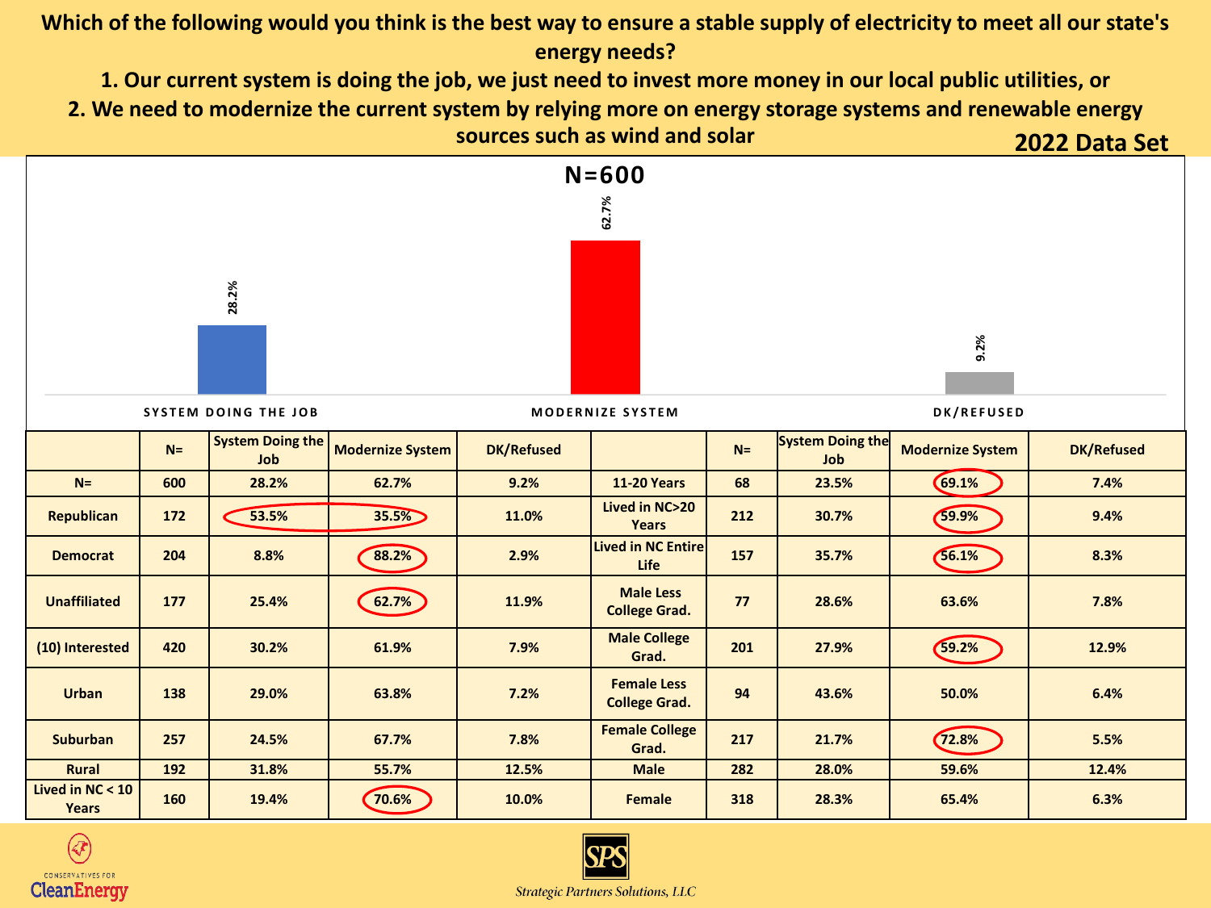**Which of the following would you think is the best way to ensure a stable supply of electricity to meet all our state's energy needs?**

**1. Our current system is doing the job, we just need to invest more money in our local public utilities, or**

**2. We need to modernize the current system by relying more on energy storage systems and renewable energy sources such as wind and solar**

**2022 Data Set**

**N=600**

| | |
|---|---|
| SYSTEM DOING THE JOB | 28.2% |
| MODERNIZE SYSTEM | 62.7% |
| DK/REFUSED | 9.2% |

| | N= | System Doing the Job | Modernize System | DK/Refused | | N= | System Doing the Job | Modernize System | DK/Refused |
|---|---|---|---|---|---|---|---|---|---|
| N= | 600 | 28.2% | 62.7% | 9.2% | 11-20 Years | 68 | 23.5% | 69.1% | 7.4% |
| Republican | 172 | 53.5% | 35.5% | 11.0% | Lived in NC>20 Years | 212 | 30.7% | 59.9% | 9.4% |
| Democrat | 204 | 8.8% | 88.2% | 2.9% | Lived in NC Entire Life | 157 | 35.7% | 56.1% | 8.3% |
| Unaffiliated | 177 | 25.4% | 62.7% | 11.9% | Male Less College Grad. | 77 | 28.6% | 63.6% | 7.8% |
| (10) Interested | 420 | 30.2% | 61.9% | 7.9% | Male College Grad. | 201 | 27.9% | 59.2% | 12.9% |
| Urban | 138 | 29.0% | 63.8% | 7.2% | Female Less College Grad. | 94 | 43.6% | 50.0% | 6.4% |
| Suburban | 257 | 24.5% | 67.7% | 7.8% | Female College Grad. | 217 | 21.7% | 72.8% | 5.5% |
| Rural | 192 | 31.8% | 55.7% | 12.5% | Male | 282 | 28.0% | 59.6% | 12.4% |
| Lived in NC < 10 Years | 160 | 19.4% | 70.6% | 10.0% | Female | 318 | 28.3% | 65.4% | 6.3% |

CONSERVATIVES FOR CleanEnergy

SPS Strategic Partners Solutions, LLC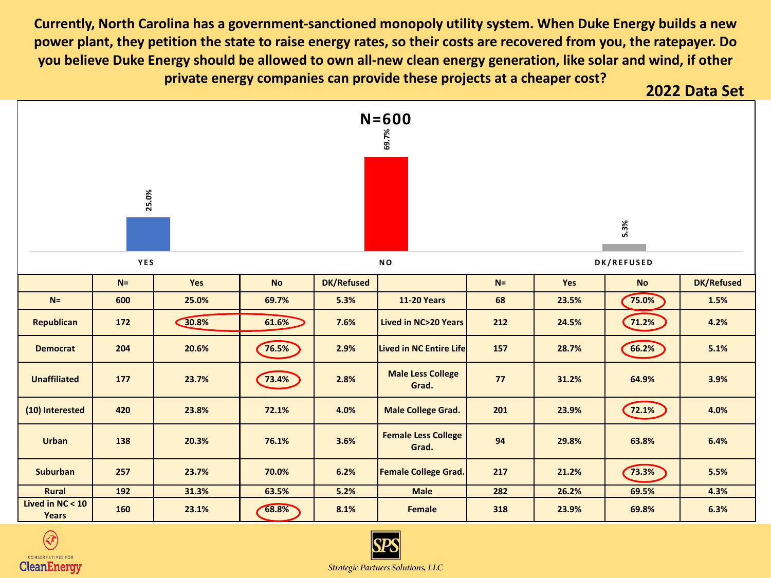**Currently, North Carolina has a government-sanctioned monopoly utility system. When Duke Energy builds a new power plant, they petition the state to raise energy rates, so their costs are recovered from you, the ratepayer. Do you believe Duke Energy should be allowed to own all-new clean energy generation, like solar and wind, if other private energy companies can provide these projects at a cheaper cost?**

**2022 Data Set**

**N=600**

| | YES | NO | DK/REFUSED |
|---|---|---|---|
| | 25.0% | 69.7% | 5.3% |

| | N= | Yes | No | DK/Refused | | N= | Yes | No | DK/Refused |
|---|---|---|---|---|---|---|---|---|---|
| N= | 600 | 25.0% | 69.7% | 5.3% | 11-20 Years | 68 | 23.5% | 75.0% | 1.5% |
| Republican | 172 | 30.8% | 61.6% | 7.6% | Lived in NC>20 Years | 212 | 24.5% | 71.2% | 4.2% |
| Democrat | 204 | 20.6% | 76.5% | 2.9% | Lived in NC Entire Life | 157 | 28.7% | 66.2% | 5.1% |
| Unaffiliated | 177 | 23.7% | 73.4% | 2.8% | Male Less College Grad. | 77 | 31.2% | 64.9% | 3.9% |
| (10) Interested | 420 | 23.8% | 72.1% | 4.0% | Male College Grad. | 201 | 23.9% | 72.1% | 4.0% |
| Urban | 138 | 20.3% | 76.1% | 3.6% | Female Less College Grad. | 94 | 29.8% | 63.8% | 6.4% |
| Suburban | 257 | 23.7% | 70.0% | 6.2% | Female College Grad. | 217 | 21.2% | 73.3% | 5.5% |
| Rural | 192 | 31.3% | 63.5% | 5.2% | Male | 282 | 26.2% | 69.5% | 4.3% |
| Lived in NC < 10 Years | 160 | 23.1% | 68.8% | 8.1% | Female | 318 | 23.9% | 69.8% | 6.3% |

Conservatives for CleanEnergy

SPS Strategic Partners Solutions, LLC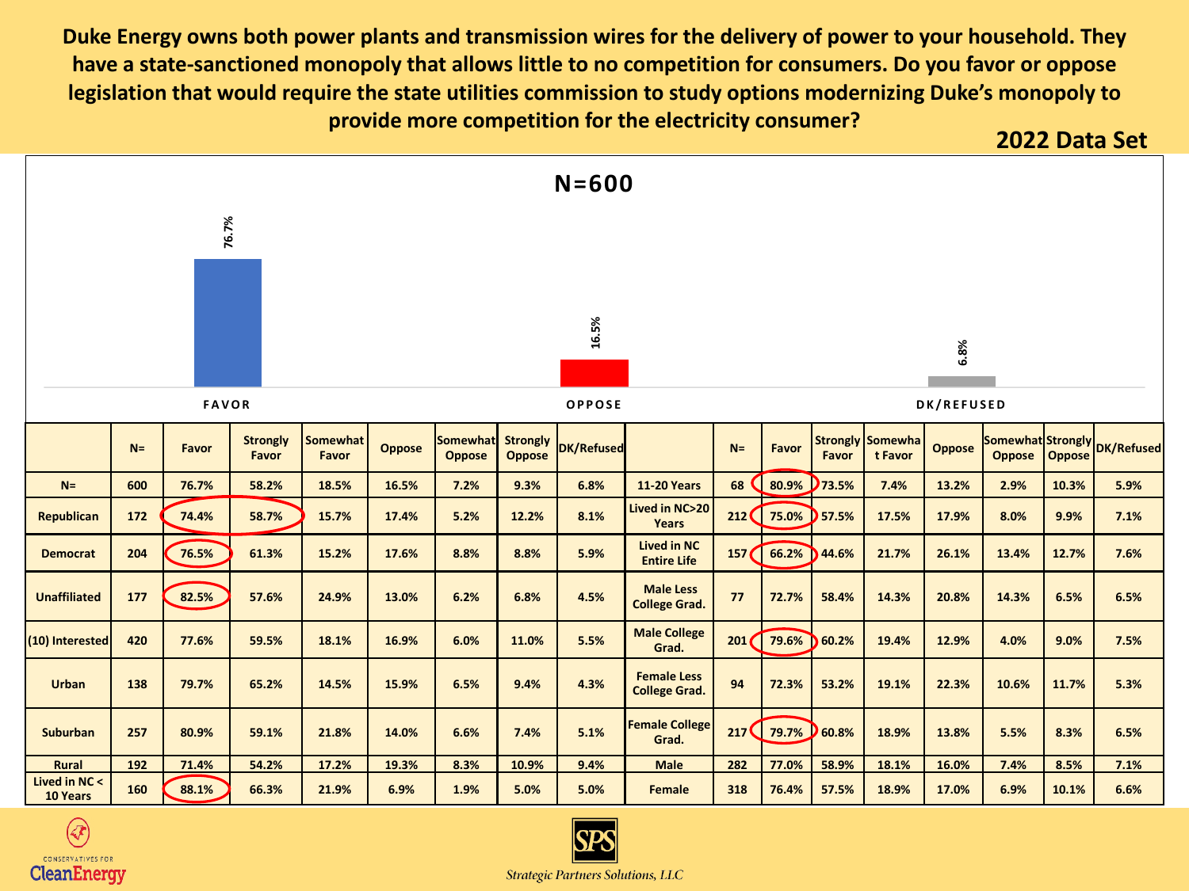**Duke Energy owns both power plants and transmission wires for the delivery of power to your household. They have a state-sanctioned monopoly that allows little to no competition for consumers. Do you favor or oppose legislation that would require the state utilities commission to study options modernizing Duke's monopoly to provide more competition for the electricity consumer?**

**2022 Data Set**

**N=600**

| | |
|---|---|
| FAVOR | 76.7% |
| OPPOSE | 16.5% |
| DK/REFUSED | 6.8% |

| | N= | Favor | Strongly Favor | Somewhat Favor | Oppose | Somewhat Oppose | Strongly Oppose | DK/Refused | | N= | Favor | Strongly Favor | Somewhat Favor | Oppose | Somewhat Oppose | Strongly Oppose | DK/Refused |
|---|---|---|---|---|---|---|---|---|---|---|---|---|---|---|---|---|---|
| N= | 600 | 76.7% | 58.2% | 18.5% | 16.5% | 7.2% | 9.3% | 6.8% | 11-20 Years | 68 | 80.9% | 73.5% | 7.4% | 13.2% | 2.9% | 10.3% | 5.9% |
| Republican | 172 | 74.4% | 58.7% | 15.7% | 17.4% | 5.2% | 12.2% | 8.1% | Lived in NC>20 Years | 212 | 75.0% | 57.5% | 17.5% | 17.9% | 8.0% | 9.9% | 7.1% |
| Democrat | 204 | 76.5% | 61.3% | 15.2% | 17.6% | 8.8% | 8.8% | 5.9% | Lived in NC Entire Life | 157 | 66.2% | 44.6% | 21.7% | 26.1% | 13.4% | 12.7% | 7.6% |
| Unaffiliated | 177 | 82.5% | 57.6% | 24.9% | 13.0% | 6.2% | 6.8% | 4.5% | Male Less College Grad. | 77 | 72.7% | 58.4% | 14.3% | 20.8% | 14.3% | 6.5% | 6.5% |
| (10) Interested | 420 | 77.6% | 59.5% | 18.1% | 16.9% | 6.0% | 11.0% | 5.5% | Male College Grad. | 201 | 79.6% | 60.2% | 19.4% | 12.9% | 4.0% | 9.0% | 7.5% |
| Urban | 138 | 79.7% | 65.2% | 14.5% | 15.9% | 6.5% | 9.4% | 4.3% | Female Less College Grad. | 94 | 72.3% | 53.2% | 19.1% | 22.3% | 10.6% | 11.7% | 5.3% |
| Suburban | 257 | 80.9% | 59.1% | 21.8% | 14.0% | 6.6% | 7.4% | 5.1% | Female College Grad. | 217 | 79.7% | 60.8% | 18.9% | 13.8% | 5.5% | 8.3% | 6.5% |
| Rural | 192 | 71.4% | 54.2% | 17.2% | 19.3% | 8.3% | 10.9% | 9.4% | Male | 282 | 77.0% | 58.9% | 18.1% | 16.0% | 7.4% | 8.5% | 7.1% |
| Lived in NC < 10 Years | 160 | 88.1% | 66.3% | 21.9% | 6.9% | 1.9% | 5.0% | 5.0% | Female | 318 | 76.4% | 57.5% | 18.9% | 17.0% | 6.9% | 10.1% | 6.6% |

CONSERVATIVES FOR CleanEnergy

Strategic Partners Solutions, LLC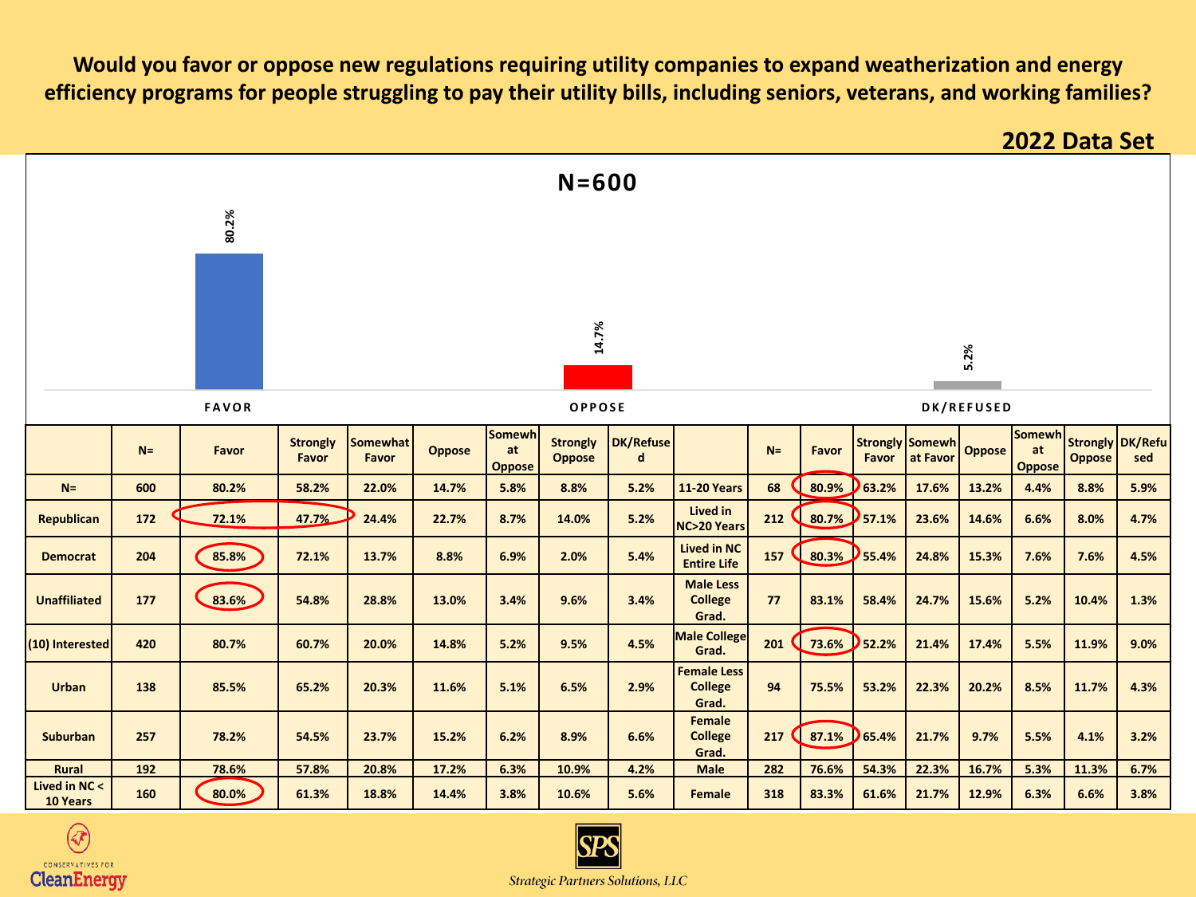# Would you favor or oppose new regulations requiring utility companies to expand weatherization and energy efficiency programs for people struggling to pay their utility bills, including seniors, veterans, and working families?

**2022 Data Set**

**N=600**

| | |
|---|---|
| FAVOR | 80.2% |
| OPPOSE | 14.7% |
| DK/REFUSED | 5.2% |

| | N= | Favor | Strongly Favor | Somewhat Favor | Oppose | Somewhat Oppose | Strongly Oppose | DK/Refused | | N= | Favor | Strongly Favor | Somewhat Favor | Oppose | Somewhat Oppose | Strongly Oppose | DK/Refused |
|---|---|---|---|---|---|---|---|---|---|---|---|---|---|---|---|---|---|
| N= | 600 | 80.2% | 58.2% | 22.0% | 14.7% | 5.8% | 8.8% | 5.2% | 11-20 Years | 68 | 80.9% | 63.2% | 17.6% | 13.2% | 4.4% | 8.8% | 5.9% |
| Republican | 172 | 72.1% | 47.7% | 24.4% | 22.7% | 8.7% | 14.0% | 5.2% | Lived in NC>20 Years | 212 | 80.7% | 57.1% | 23.6% | 14.6% | 6.6% | 8.0% | 4.7% |
| Democrat | 204 | 85.8% | 72.1% | 13.7% | 8.8% | 6.9% | 2.0% | 5.4% | Lived in NC Entire Life | 157 | 80.3% | 55.4% | 24.8% | 15.3% | 7.6% | 7.6% | 4.5% |
| Unaffiliated | 177 | 83.6% | 54.8% | 28.8% | 13.0% | 3.4% | 9.6% | 3.4% | Male Less College Grad. | 77 | 83.1% | 58.4% | 24.7% | 15.6% | 5.2% | 10.4% | 1.3% |
| (10) Interested | 420 | 80.7% | 60.7% | 20.0% | 14.8% | 5.2% | 9.5% | 4.5% | Male College Grad. | 201 | 73.6% | 52.2% | 21.4% | 17.4% | 5.5% | 11.9% | 9.0% |
| Urban | 138 | 85.5% | 65.2% | 20.3% | 11.6% | 5.1% | 6.5% | 2.9% | Female Less College Grad. | 94 | 75.5% | 53.2% | 22.3% | 20.2% | 8.5% | 11.7% | 4.3% |
| Suburban | 257 | 78.2% | 54.5% | 23.7% | 15.2% | 6.2% | 8.9% | 6.6% | Female College Grad. | 217 | 87.1% | 65.4% | 21.7% | 9.7% | 5.5% | 4.1% | 3.2% |
| Rural | 192 | 78.6% | 57.8% | 20.8% | 17.2% | 6.3% | 10.9% | 4.2% | Male | 282 | 76.6% | 54.3% | 22.3% | 16.7% | 5.3% | 11.3% | 6.7% |
| Lived in NC < 10 Years | 160 | 80.0% | 61.3% | 18.8% | 14.4% | 3.8% | 10.6% | 5.6% | Female | 318 | 83.3% | 61.6% | 21.7% | 12.9% | 6.3% | 6.6% | 3.8% |

Conservatives for CleanEnergy

Strategic Partners Solutions, LLC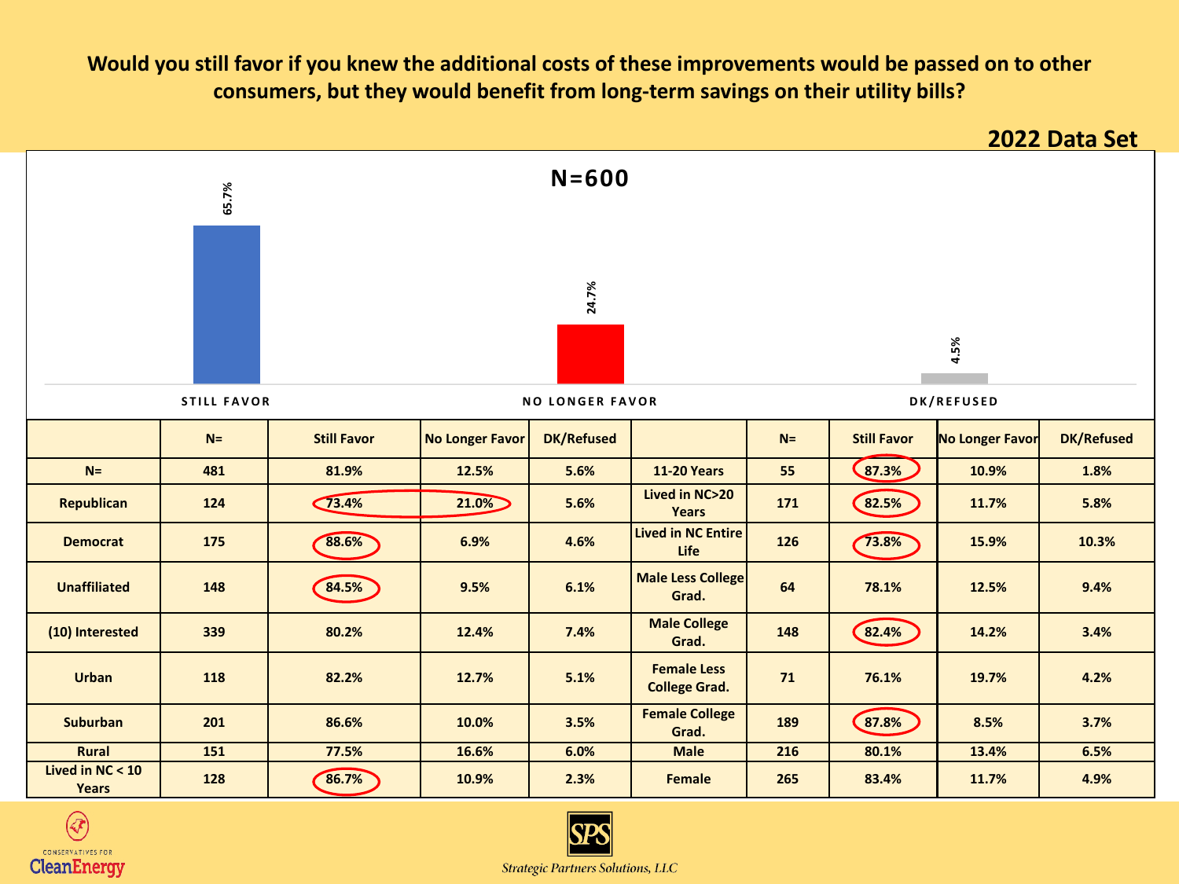## Would you still favor if you knew the additional costs of these improvements would be passed on to other consumers, but they would benefit from long-term savings on their utility bills?

**2022 Data Set**

**N=600**

| | |
|---|---|
| STILL FAVOR | 65.7% |
| NO LONGER FAVOR | 24.7% |
| DK/REFUSED | 4.5% |

| | N= | Still Favor | No Longer Favor | DK/Refused | | N= | Still Favor | No Longer Favor | DK/Refused |
|---|---|---|---|---|---|---|---|---|---|
| N= | 481 | 81.9% | 12.5% | 5.6% | 11-20 Years | 55 | 87.3% | 10.9% | 1.8% |
| Republican | 124 | 73.4% | 21.0% | 5.6% | Lived in NC>20 Years | 171 | 82.5% | 11.7% | 5.8% |
| Democrat | 175 | 88.6% | 6.9% | 4.6% | Lived in NC Entire Life | 126 | 73.8% | 15.9% | 10.3% |
| Unaffiliated | 148 | 84.5% | 9.5% | 6.1% | Male Less College Grad. | 64 | 78.1% | 12.5% | 9.4% |
| (10) Interested | 339 | 80.2% | 12.4% | 7.4% | Male College Grad. | 148 | 82.4% | 14.2% | 3.4% |
| Urban | 118 | 82.2% | 12.7% | 5.1% | Female Less College Grad. | 71 | 76.1% | 19.7% | 4.2% |
| Suburban | 201 | 86.6% | 10.0% | 3.5% | Female College Grad. | 189 | 87.8% | 8.5% | 3.7% |
| Rural | 151 | 77.5% | 16.6% | 6.0% | Male | 216 | 80.1% | 13.4% | 6.5% |
| Lived in NC < 10 Years | 128 | 86.7% | 10.9% | 2.3% | Female | 265 | 83.4% | 11.7% | 4.9% |

Conservatives for CleanEnergy

Strategic Partners Solutions, LLC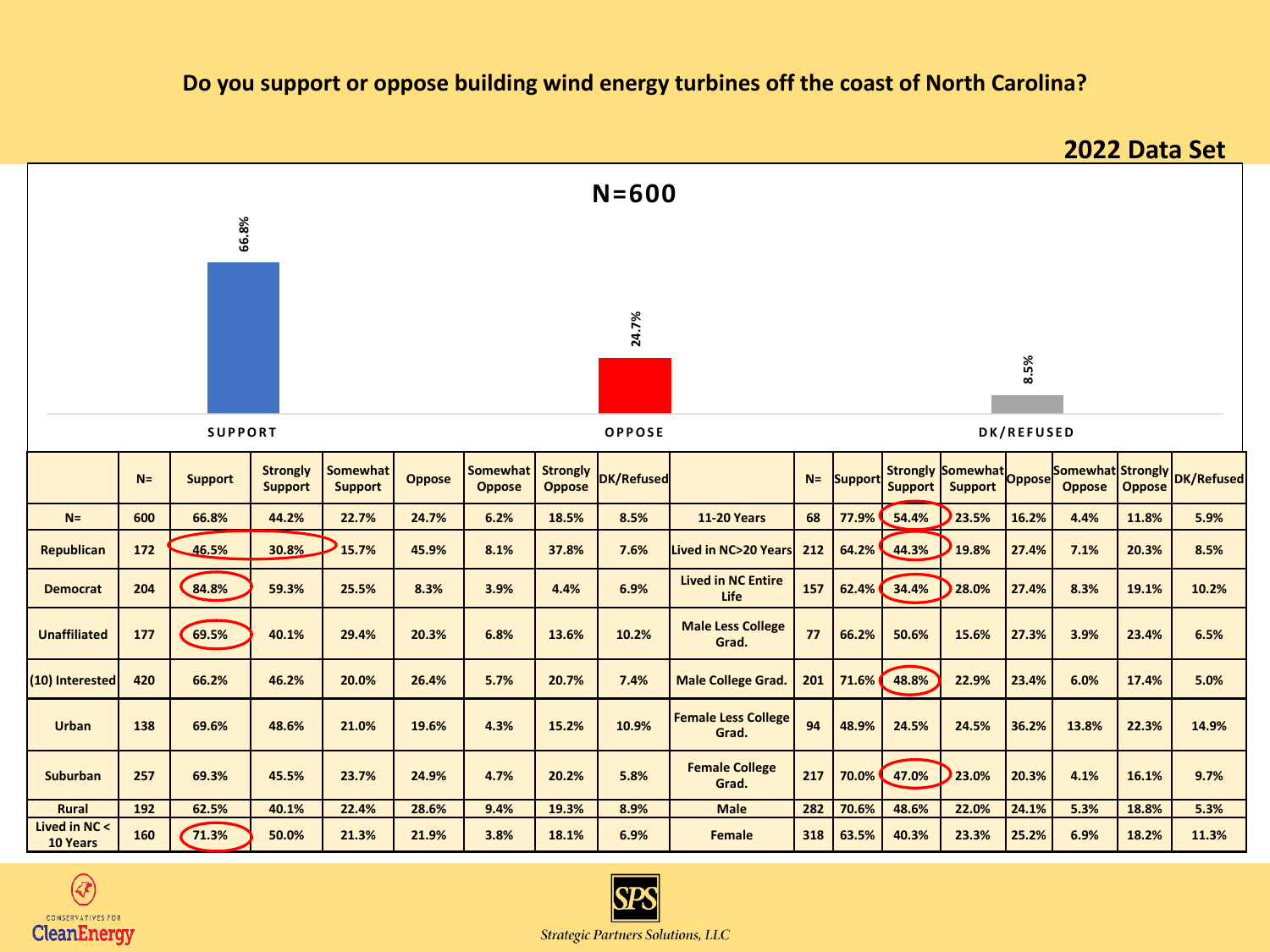## Do you support or oppose building wind energy turbines off the coast of North Carolina?

**2022 Data Set**

**N=600**

| | Value |
|---|---|
| SUPPORT | 66.8% |
| OPPOSE | 24.7% |
| DK/REFUSED | 8.5% |

| | N= | Support | Strongly Support | Somewhat Support | Oppose | Somewhat Oppose | Strongly Oppose | DK/Refused |
|---|---|---|---|---|---|---|---|---|
| N= | 600 | 66.8% | 44.2% | 22.7% | 24.7% | 6.2% | 18.5% | 8.5% |
| Republican | 172 | 46.5% | 30.8% | 15.7% | 45.9% | 8.1% | 37.8% | 7.6% |
| Democrat | 204 | 84.8% | 59.3% | 25.5% | 8.3% | 3.9% | 4.4% | 6.9% |
| Unaffiliated | 177 | 69.5% | 40.1% | 29.4% | 20.3% | 6.8% | 13.6% | 10.2% |
| (10) Interested | 420 | 66.2% | 46.2% | 20.0% | 26.4% | 5.7% | 20.7% | 7.4% |
| Urban | 138 | 69.6% | 48.6% | 21.0% | 19.6% | 4.3% | 15.2% | 10.9% |
| Suburban | 257 | 69.3% | 45.5% | 23.7% | 24.9% | 4.7% | 20.2% | 5.8% |
| Rural | 192 | 62.5% | 40.1% | 22.4% | 28.6% | 9.4% | 19.3% | 8.9% |
| Lived in NC < 10 Years | 160 | 71.3% | 50.0% | 21.3% | 21.9% | 3.8% | 18.1% | 6.9% |
| 11-20 Years | 68 | 77.9% | 54.4% | 23.5% | 16.2% | 4.4% | 11.8% | 5.9% |
| Lived in NC>20 Years | 212 | 64.2% | 44.3% | 19.8% | 27.4% | 7.1% | 20.3% | 8.5% |
| Lived in NC Entire Life | 157 | 62.4% | 34.4% | 28.0% | 27.4% | 8.3% | 19.1% | 10.2% |
| Male Less College Grad. | 77 | 66.2% | 50.6% | 15.6% | 27.3% | 3.9% | 23.4% | 6.5% |
| Male College Grad. | 201 | 71.6% | 48.8% | 22.9% | 23.4% | 6.0% | 17.4% | 5.0% |
| Female Less College Grad. | 94 | 48.9% | 24.5% | 24.5% | 36.2% | 13.8% | 22.3% | 14.9% |
| Female College Grad. | 217 | 70.0% | 47.0% | 23.0% | 20.3% | 4.1% | 16.1% | 9.7% |
| Male | 282 | 70.6% | 48.6% | 22.0% | 24.1% | 5.3% | 18.8% | 5.3% |
| Female | 318 | 63.5% | 40.3% | 23.3% | 25.2% | 6.9% | 18.2% | 11.3% |

Conservatives for CleanEnergy

Strategic Partners Solutions, LLC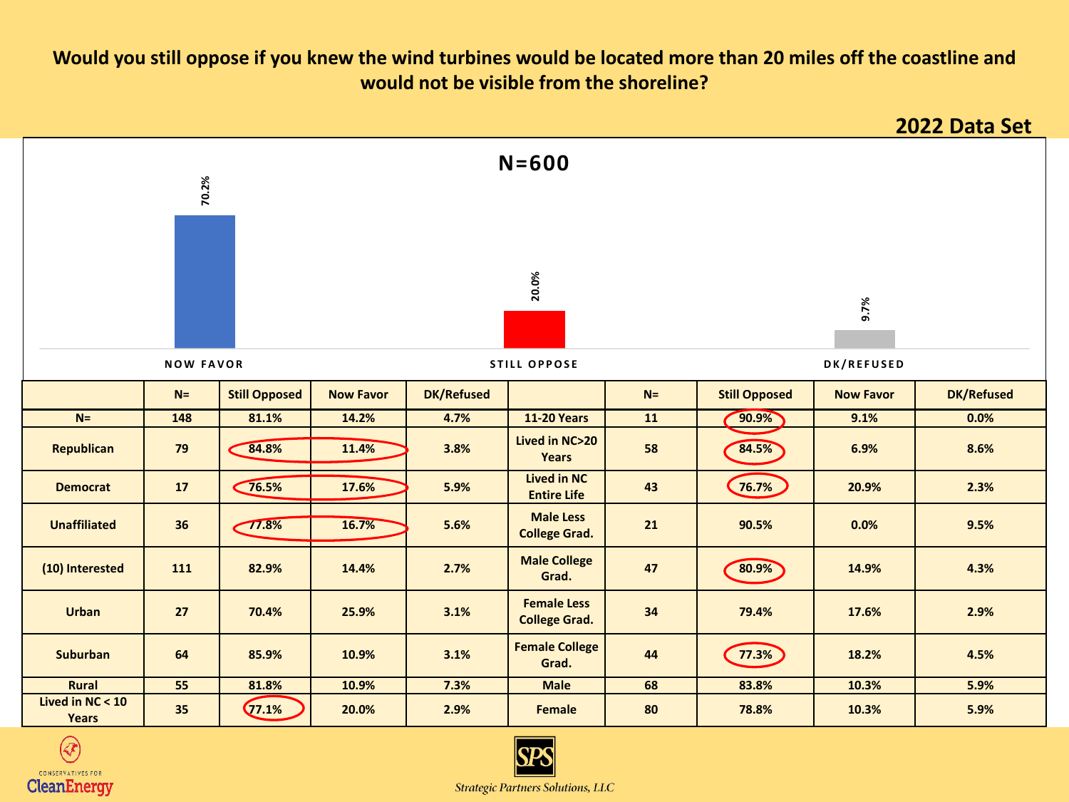## Would you still oppose if you knew the wind turbines would be located more than 20 miles off the coastline and would not be visible from the shoreline?

**2022 Data Set**

**N=600**

| NOW FAVOR | STILL OPPOSE | DK/REFUSED |
|---|---|---|
| 70.2% | 20.0% | 9.7% |

| | N= | Still Opposed | Now Favor | DK/Refused | | N= | Still Opposed | Now Favor | DK/Refused |
|---|---|---|---|---|---|---|---|---|---|
| N= | 148 | 81.1% | 14.2% | 4.7% | 11-20 Years | 11 | 90.9% | 9.1% | 0.0% |
| Republican | 79 | 84.8% | 11.4% | 3.8% | Lived in NC>20 Years | 58 | 84.5% | 6.9% | 8.6% |
| Democrat | 17 | 76.5% | 17.6% | 5.9% | Lived in NC Entire Life | 43 | 76.7% | 20.9% | 2.3% |
| Unaffiliated | 36 | 77.8% | 16.7% | 5.6% | Male Less College Grad. | 21 | 90.5% | 0.0% | 9.5% |
| (10) Interested | 111 | 82.9% | 14.4% | 2.7% | Male College Grad. | 47 | 80.9% | 14.9% | 4.3% |
| Urban | 27 | 70.4% | 25.9% | 3.1% | Female Less College Grad. | 34 | 79.4% | 17.6% | 2.9% |
| Suburban | 64 | 85.9% | 10.9% | 3.1% | Female College Grad. | 44 | 77.3% | 18.2% | 4.5% |
| Rural | 55 | 81.8% | 10.9% | 7.3% | Male | 68 | 83.8% | 10.3% | 5.9% |
| Lived in NC < 10 Years | 35 | 77.1% | 20.0% | 2.9% | Female | 80 | 78.8% | 10.3% | 5.9% |

CONSERVATIVES FOR CleanEnergy

Strategic Partners Solutions, LLC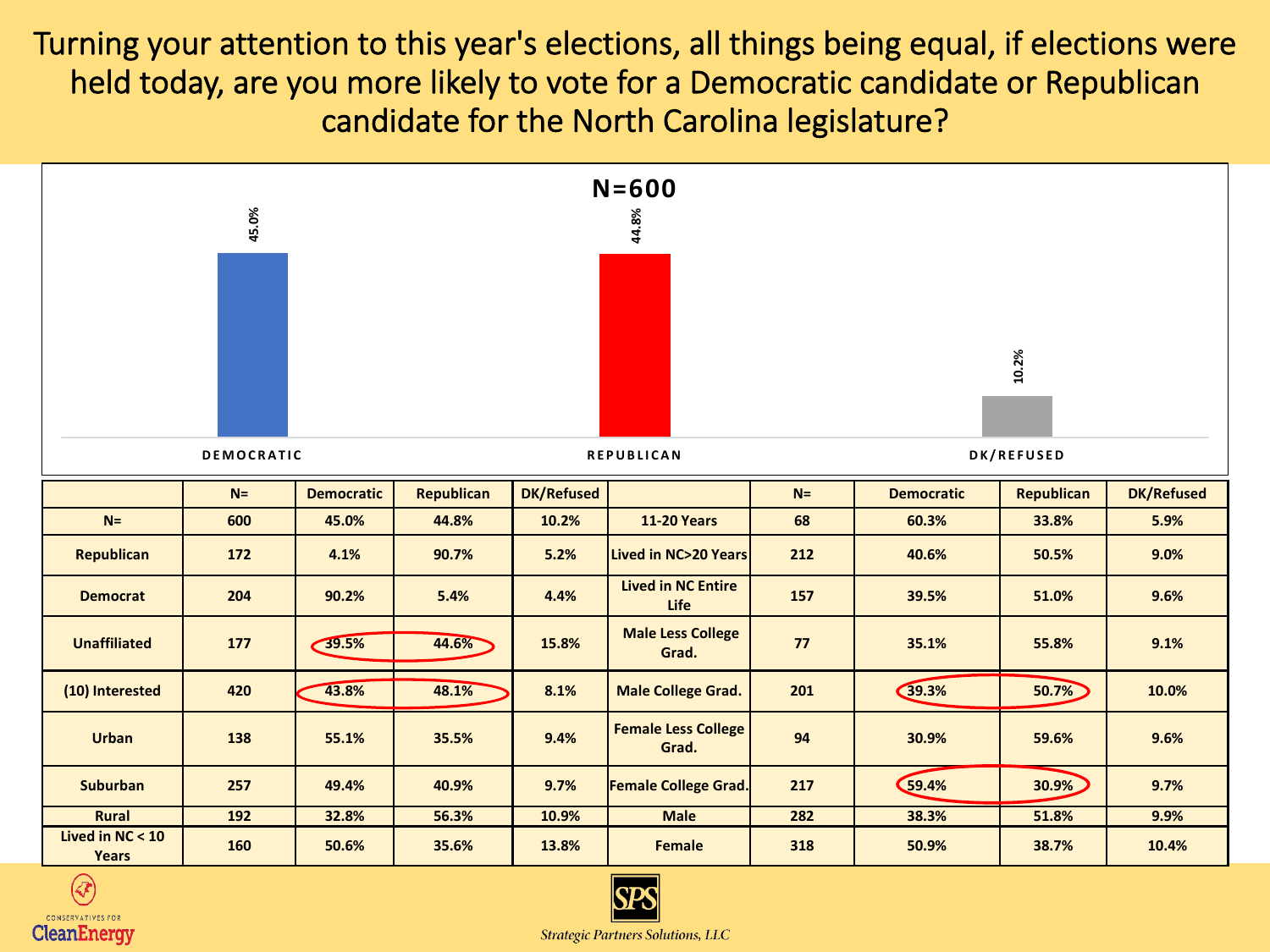# Turning your attention to this year's elections, all things being equal, if elections were held today, are you more likely to vote for a Democratic candidate or Republican candidate for the North Carolina legislature?

**N=600**

| | Democratic | Republican | DK/Refused |
|---|---|---|---|
| % | 45.0% | 44.8% | 10.2% |

| | N= | Democratic | Republican | DK/Refused | | N= | Democratic | Republican | DK/Refused |
|---|---|---|---|---|---|---|---|---|---|
| N= | 600 | 45.0% | 44.8% | 10.2% | 11-20 Years | 68 | 60.3% | 33.8% | 5.9% |
| Republican | 172 | 4.1% | 90.7% | 5.2% | Lived in NC>20 Years | 212 | 40.6% | 50.5% | 9.0% |
| Democrat | 204 | 90.2% | 5.4% | 4.4% | Lived in NC Entire Life | 157 | 39.5% | 51.0% | 9.6% |
| Unaffiliated | 177 | 39.5% | 44.6% | 15.8% | Male Less College Grad. | 77 | 35.1% | 55.8% | 9.1% |
| (10) Interested | 420 | 43.8% | 48.1% | 8.1% | Male College Grad. | 201 | 39.3% | 50.7% | 10.0% |
| Urban | 138 | 55.1% | 35.5% | 9.4% | Female Less College Grad. | 94 | 30.9% | 59.6% | 9.6% |
| Suburban | 257 | 49.4% | 40.9% | 9.7% | Female College Grad. | 217 | 59.4% | 30.9% | 9.7% |
| Rural | 192 | 32.8% | 56.3% | 10.9% | Male | 282 | 38.3% | 51.8% | 9.9% |
| Lived in NC < 10 Years | 160 | 50.6% | 35.6% | 13.8% | Female | 318 | 50.9% | 38.7% | 10.4% |

CONSERVATIVES FOR CleanEnergy

SPS Strategic Partners Solutions, LLC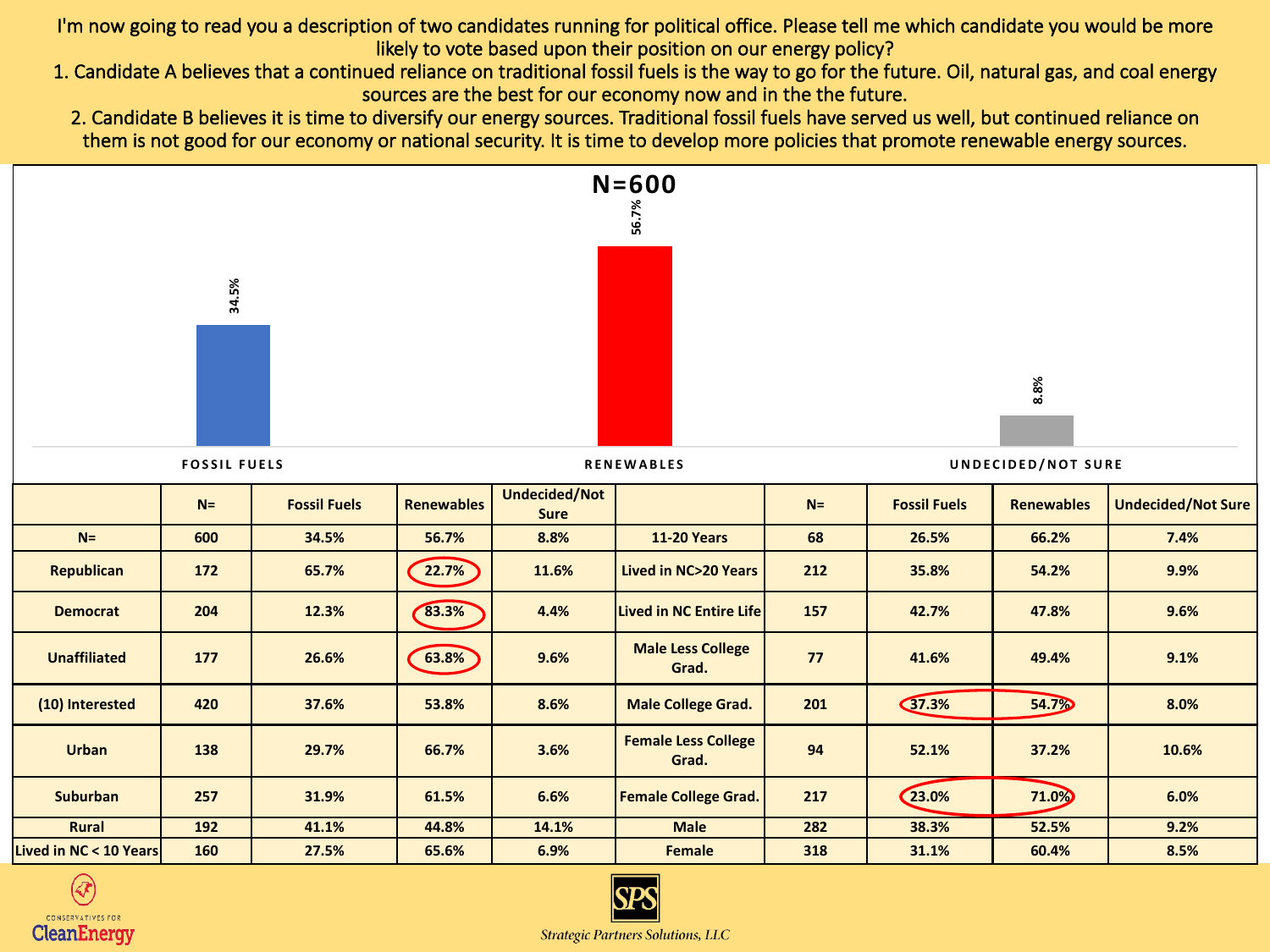I'm now going to read you a description of two candidates running for political office. Please tell me which candidate you would be more likely to vote based upon their position on our energy policy?

1. Candidate A believes that a continued reliance on traditional fossil fuels is the way to go for the future. Oil, natural gas, and coal energy sources are the best for our economy now and in the the future.
2. Candidate B believes it is time to diversify our energy sources. Traditional fossil fuels have served us well, but continued reliance on them is not good for our economy or national security. It is time to develop more policies that promote renewable energy sources.

**N=600**

| | Fossil Fuels | Renewables | Undecided/Not Sure |
|---|---|---|---|
| % | 34.5% | 56.7% | 8.8% |

| | N= | Fossil Fuels | Renewables | Undecided/Not Sure | | N= | Fossil Fuels | Renewables | Undecided/Not Sure |
|---|---|---|---|---|---|---|---|---|---|
| N= | 600 | 34.5% | 56.7% | 8.8% | 11-20 Years | 68 | 26.5% | 66.2% | 7.4% |
| Republican | 172 | 65.7% | 22.7% | 11.6% | Lived in NC>20 Years | 212 | 35.8% | 54.2% | 9.9% |
| Democrat | 204 | 12.3% | 83.3% | 4.4% | Lived in NC Entire Life | 157 | 42.7% | 47.8% | 9.6% |
| Unaffiliated | 177 | 26.6% | 63.8% | 9.6% | Male Less College Grad. | 77 | 41.6% | 49.4% | 9.1% |
| (10) Interested | 420 | 37.6% | 53.8% | 8.6% | Male College Grad. | 201 | 37.3% | 54.7% | 8.0% |
| Urban | 138 | 29.7% | 66.7% | 3.6% | Female Less College Grad. | 94 | 52.1% | 37.2% | 10.6% |
| Suburban | 257 | 31.9% | 61.5% | 6.6% | Female College Grad. | 217 | 23.0% | 71.0% | 6.0% |
| Rural | 192 | 41.1% | 44.8% | 14.1% | Male | 282 | 38.3% | 52.5% | 9.2% |
| Lived in NC < 10 Years | 160 | 27.5% | 65.6% | 6.9% | Female | 318 | 31.1% | 60.4% | 8.5% |

Conservatives for CleanEnergy

SPS Strategic Partners Solutions, LLC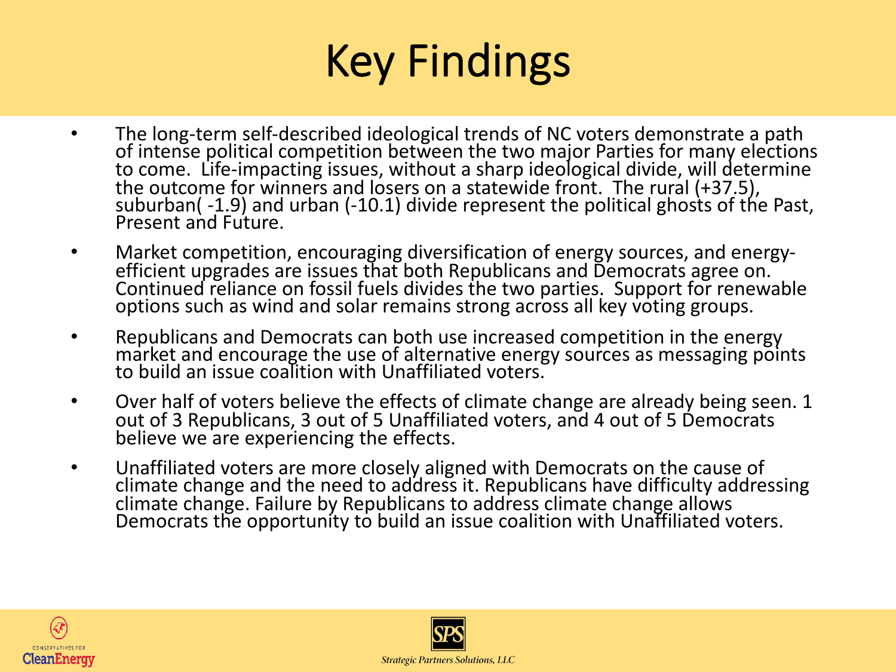# Key Findings

- The long-term self-described ideological trends of NC voters demonstrate a path of intense political competition between the two major Parties for many elections to come. Life-impacting issues, without a sharp ideological divide, will determine the outcome for winners and losers on a statewide front. The rural (+37.5), suburban( -1.9) and urban (-10.1) divide represent the political ghosts of the Past, Present and Future.
- Market competition, encouraging diversification of energy sources, and energy-efficient upgrades are issues that both Republicans and Democrats agree on. Continued reliance on fossil fuels divides the two parties. Support for renewable options such as wind and solar remains strong across all key voting groups.
- Republicans and Democrats can both use increased competition in the energy market and encourage the use of alternative energy sources as messaging points to build an issue coalition with Unaffiliated voters.
- Over half of voters believe the effects of climate change are already being seen. 1 out of 3 Republicans, 3 out of 5 Unaffiliated voters, and 4 out of 5 Democrats believe we are experiencing the effects.
- Unaffiliated voters are more closely aligned with Democrats on the cause of climate change and the need to address it. Republicans have difficulty addressing climate change. Failure by Republicans to address climate change allows Democrats the opportunity to build an issue coalition with Unaffiliated voters.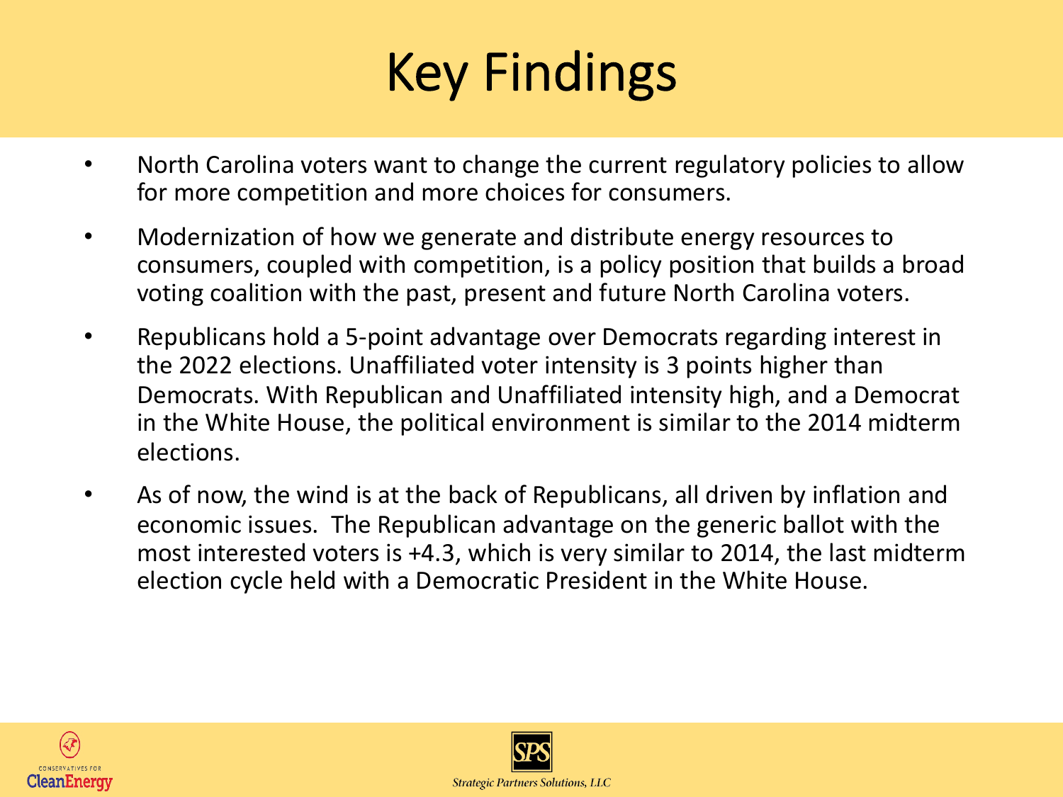# Key Findings

- North Carolina voters want to change the current regulatory policies to allow for more competition and more choices for consumers.
- Modernization of how we generate and distribute energy resources to consumers, coupled with competition, is a policy position that builds a broad voting coalition with the past, present and future North Carolina voters.
- Republicans hold a 5-point advantage over Democrats regarding interest in the 2022 elections. Unaffiliated voter intensity is 3 points higher than Democrats. With Republican and Unaffiliated intensity high, and a Democrat in the White House, the political environment is similar to the 2014 midterm elections.
- As of now, the wind is at the back of Republicans, all driven by inflation and economic issues. The Republican advantage on the generic ballot with the most interested voters is +4.3, which is very similar to 2014, the last midterm election cycle held with a Democratic President in the White House.

CONSERVATIVES FOR CleanEnergy

SPS Strategic Partners Solutions, LLC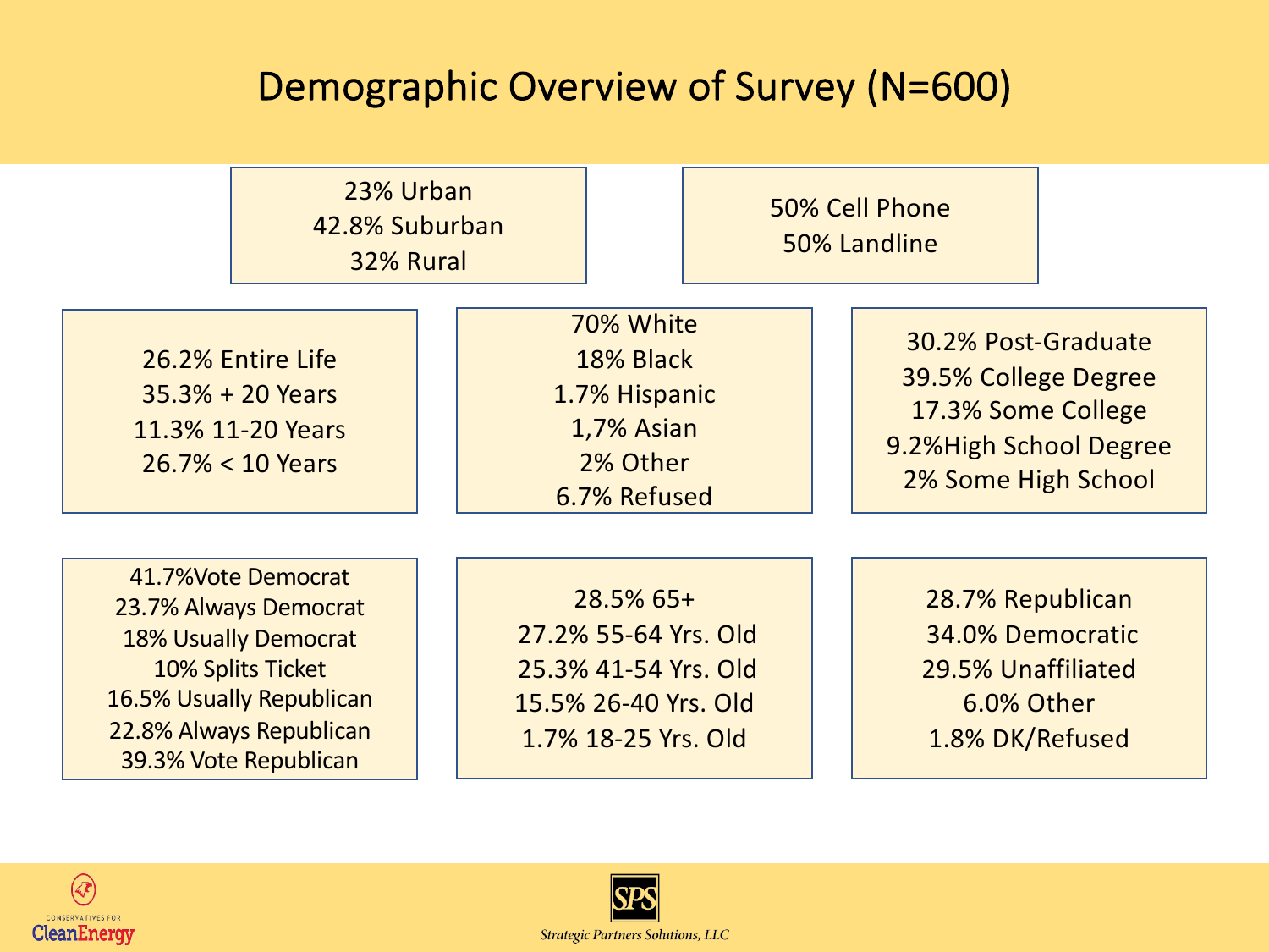# Demographic Overview of Survey (N=600)

23% Urban
42.8% Suburban
32% Rural

50% Cell Phone
50% Landline

26.2% Entire Life
35.3% + 20 Years
11.3% 11-20 Years
26.7% < 10 Years

70% White
18% Black
1.7% Hispanic
1,7% Asian
2% Other
6.7% Refused

30.2% Post-Graduate
39.5% College Degree
17.3% Some College
9.2%High School Degree
2% Some High School

41.7%Vote Democrat
23.7% Always Democrat
18% Usually Democrat
10% Splits Ticket
16.5% Usually Republican
22.8% Always Republican
39.3% Vote Republican

28.5% 65+
27.2% 55-64 Yrs. Old
25.3% 41-54 Yrs. Old
15.5% 26-40 Yrs. Old
1.7% 18-25 Yrs. Old

28.7% Republican
34.0% Democratic
29.5% Unaffiliated
6.0% Other
1.8% DK/Refused

CONSERVATIVES FOR CleanEnergy

SPS
Strategic Partners Solutions, LLC